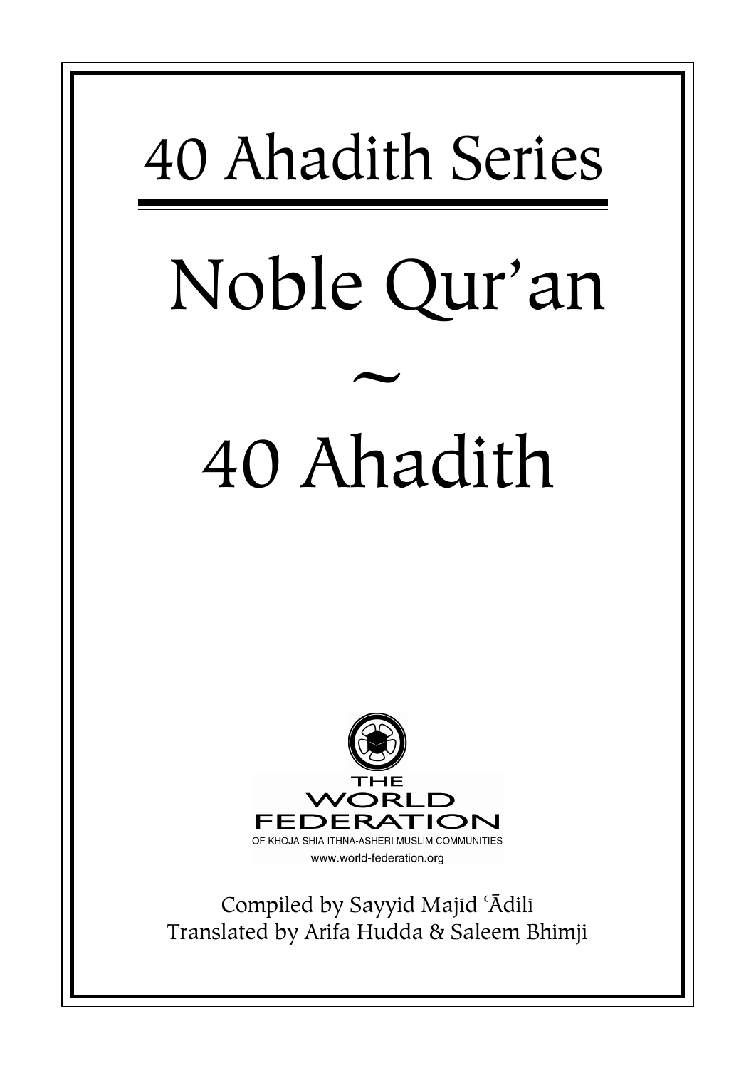# 40 Ahadith Series

# Noble Qur'an

~

# 40 Ahadith

THE WORLD FEDERATION
OF KHOJA SHIA ITHNA-ASHERI MUSLIM COMMUNITIES
www.world-federation.org

Compiled by Sayyid Majīd ʿĀdilī
Translated by Arifa Hudda & Saleem Bhimji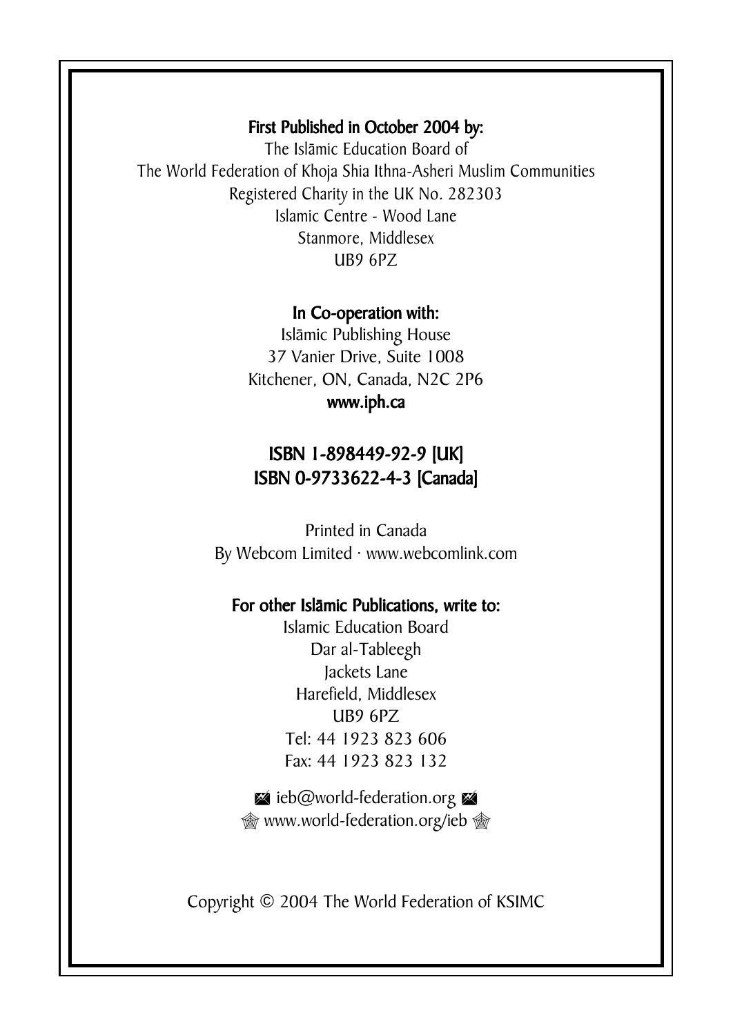**First Published in October 2004 by:**

The Islāmic Education Board of
The World Federation of Khoja Shia Ithna-Asheri Muslim Communities
Registered Charity in the UK No. 282303
Islamic Centre - Wood Lane
Stanmore, Middlesex
UB9 6PZ

**In Co-operation with:**

Islāmic Publishing House
37 Vanier Drive, Suite 1008
Kitchener, ON, Canada, N2C 2P6
**www.iph.ca**

**ISBN 1-898449-92-9 [UK]**
**ISBN 0-9733622-4-3 [Canada]**

Printed in Canada
By Webcom Limited · www.webcomlink.com

**For other Islāmic Publications, write to:**

Islamic Education Board
Dar al-Tableegh
Jackets Lane
Harefield, Middlesex
UB9 6PZ
Tel: 44 1923 823 606
Fax: 44 1923 823 132

ieb@world-federation.org
www.world-federation.org/ieb

Copyright © 2004 The World Federation of KSIMC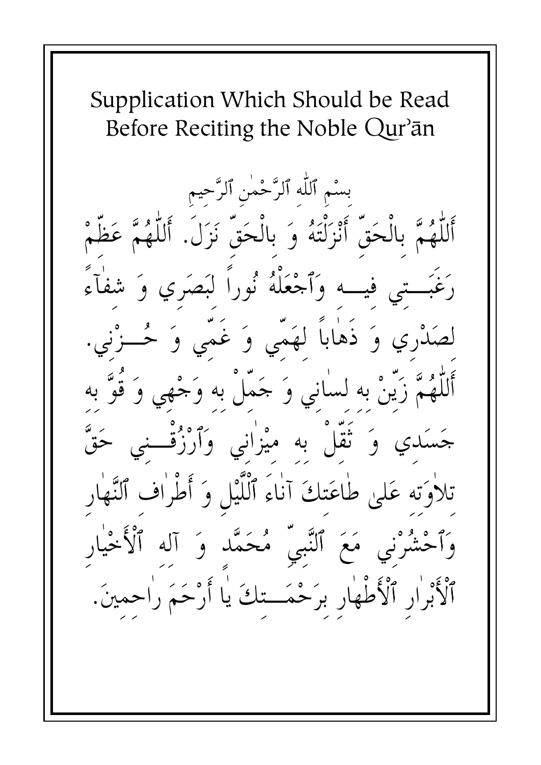# Supplication Which Should be Read Before Reciting the Noble Qur'ān

بِسْمِ ٱللّٰهِ ٱلرَّحْمٰنِ ٱلرَّحِيمِ

أَللّٰهُمَّ بِالْحَقِّ أَنْزَلْتَهُ وَ بِالْحَقِّ نَزَلَ. أَللّٰهُمَّ عَظِّمْ رَغْبَتِي فِيهِ وَٱجْعَلْهُ نُوراً لِبَصَرِي وَ شِفٰاءً لِصَدْرِي وَ ذَهٰاباً لِهَمِّي وَ غَمِّي وَ حُزْنِي. أَللّٰهُمَّ زَيِّنْ بِهِ لِسٰانِي وَ جَمِّلْ بِهِ وَجْهِي وَ قُوَّ بِهِ جَسَدِي وَ ثَقِّلْ بِهِ مِيزٰانِي وَٱرْزُقْنِي حَقَّ تِلاٰوَتِهِ عَلىٰ طٰاعَتِكَ آنٰاءَ ٱللَّيْلِ وَ أَطْرٰافِ ٱلنَّهٰارِ وَٱحْشُرْنِي مَعَ ٱلنَّبِيِّ مُحَمَّدٍ وَ آلِهِ ٱلْأَخْيٰارِ ٱلْأَبْرٰارِ ٱلْأَطْهٰارِ بِرَحْمَتِكَ يٰا أَرْحَمَ ٱلرّٰاحِمِينَ.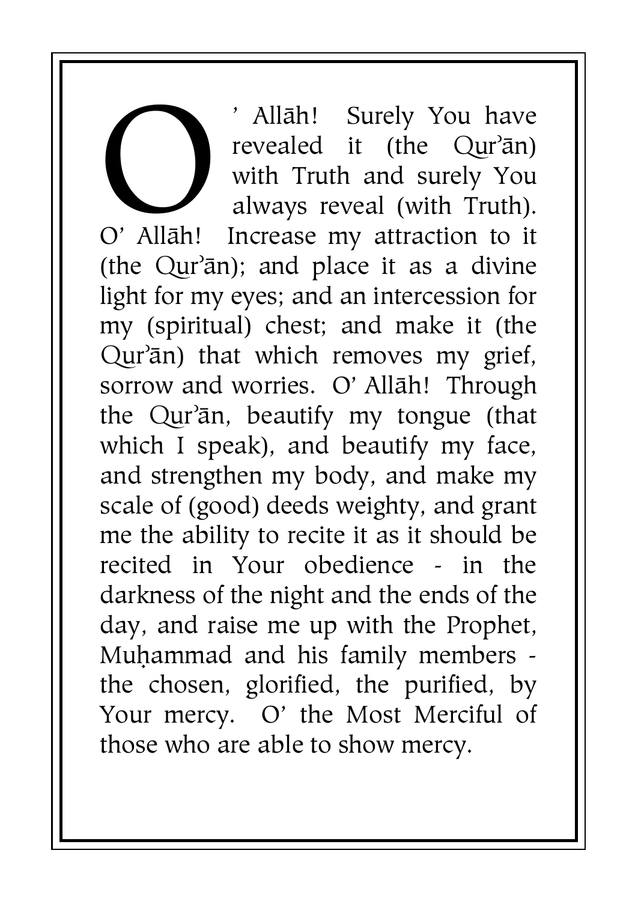O' Allāh! Surely You have revealed it (the Qur'ān) with Truth and surely You always reveal (with Truth). O' Allāh! Increase my attraction to it (the Qur'ān); and place it as a divine light for my eyes; and an intercession for my (spiritual) chest; and make it (the Qur'ān) that which removes my grief, sorrow and worries. O' Allāh! Through the Qur'ān, beautify my tongue (that which I speak), and beautify my face, and strengthen my body, and make my scale of (good) deeds weighty, and grant me the ability to recite it as it should be recited in Your obedience - in the darkness of the night and the ends of the day, and raise me up with the Prophet, Muḥammad and his family members - the chosen, glorified, the purified, by Your mercy. O' the Most Merciful of those who are able to show mercy.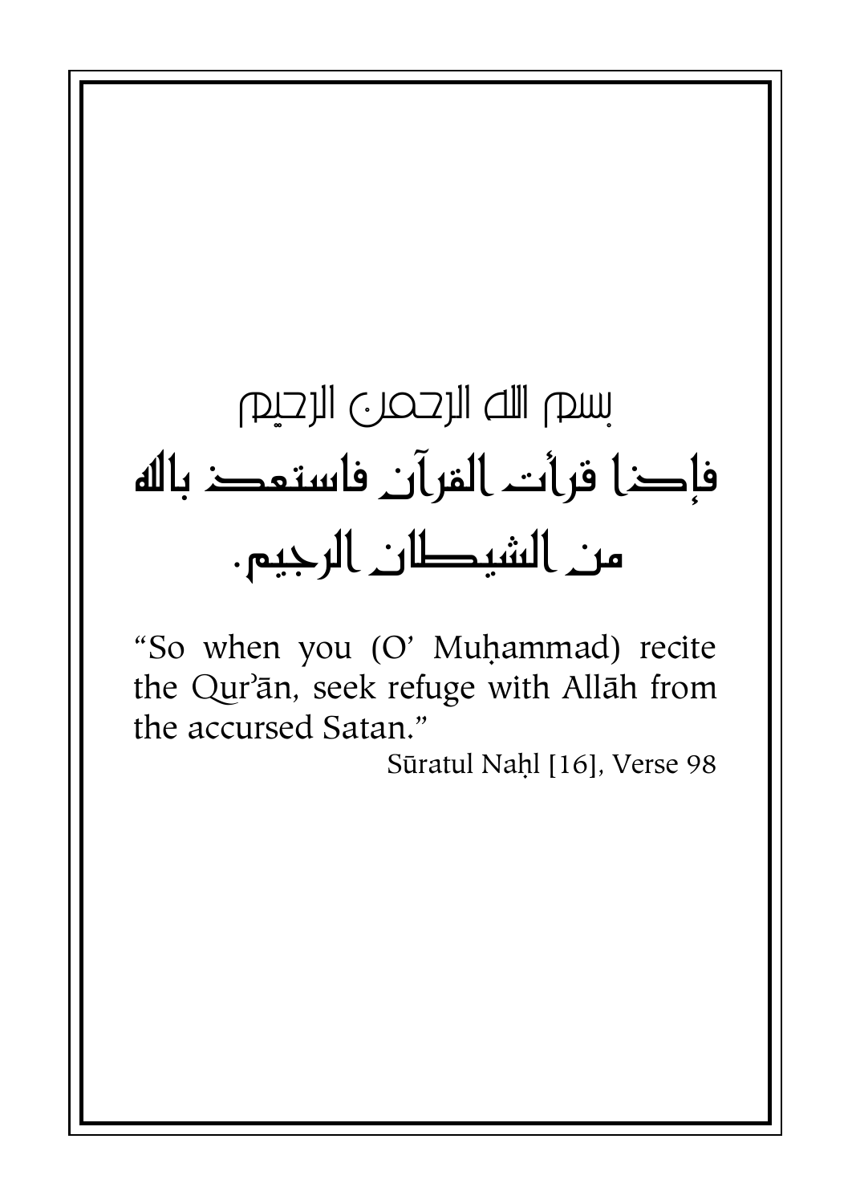بسم الله الرحمن الرحيم

فإذا قرأت القرآن فاستعذ بالله من الشيطان الرجيم.

"So when you (O' Muḥammad) recite the Qur'ān, seek refuge with Allāh from the accursed Satan."

Sūratul Naḥl [16], Verse 98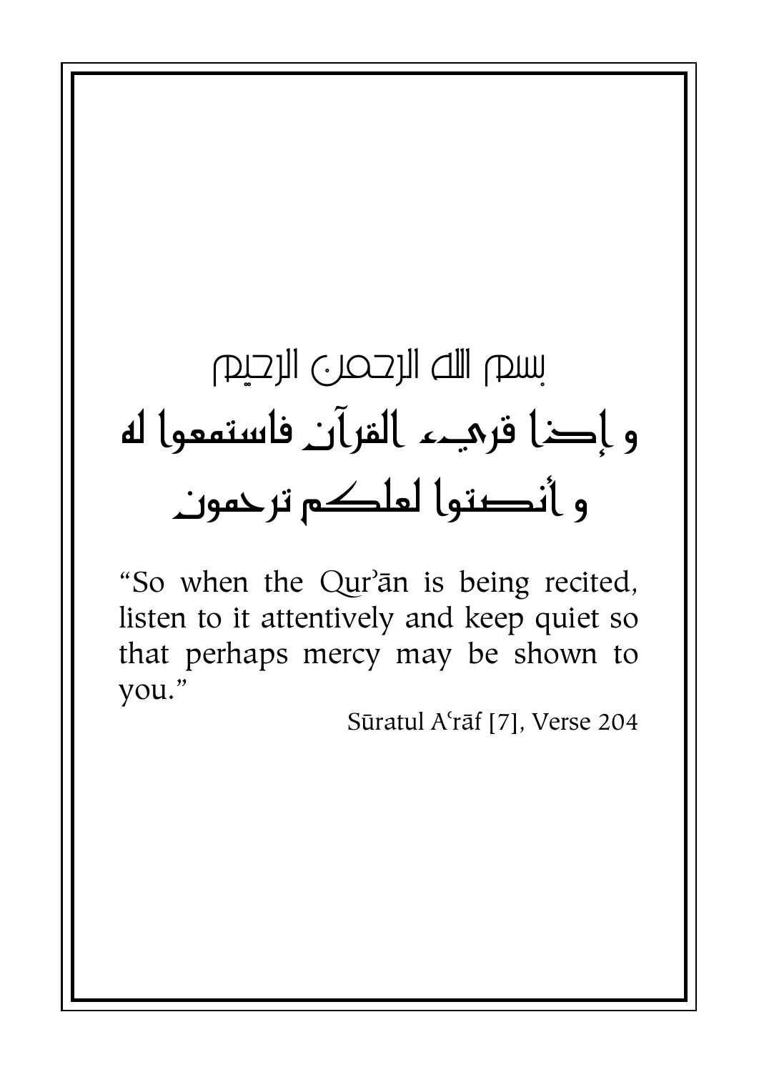بسم الله الرحمن الرحيم

و إذا قريء القرآن فاستمعوا له و أنصتوا لعلكم ترحمون

"So when the Qurʾān is being recited, listen to it attentively and keep quiet so that perhaps mercy may be shown to you."

Sūratul Aʿrāf [7], Verse 204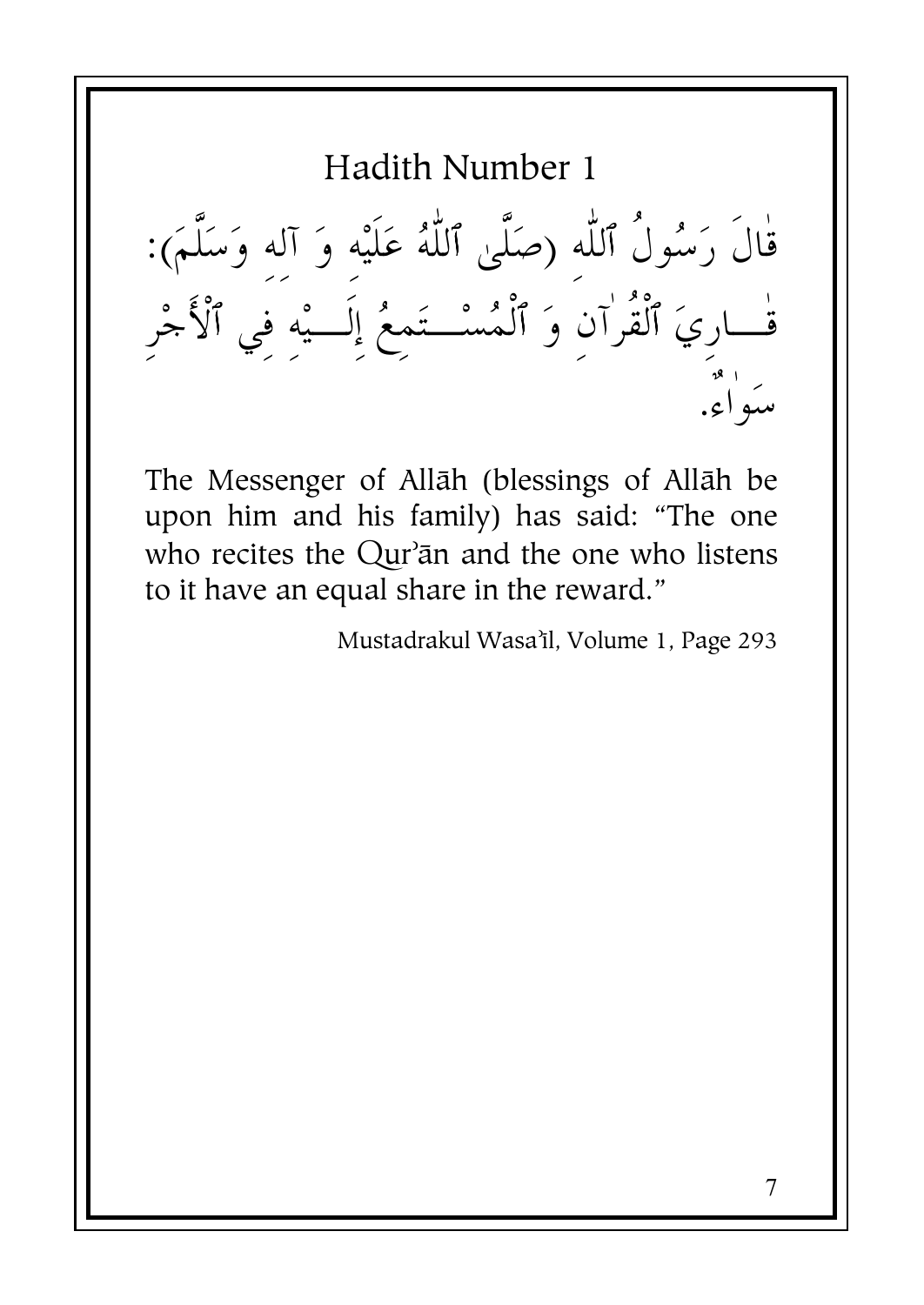# Hadith Number 1

قَالَ رَسُولُ ٱللّٰهِ (صَلَّىٰ ٱللّٰهُ عَلَيْهِ وَ آلِهِ وَسَلَّمَ): قَارِيَ ٱلْقُرْآنِ وَ ٱلْمُسْتَمِعُ إِلَيْهِ فِي ٱلْأَجْرِ سَوَاءٌ.

The Messenger of Allāh (blessings of Allāh be upon him and his family) has said: "The one who recites the Qur'ān and the one who listens to it have an equal share in the reward."

Mustadrakul Wasa'il, Volume 1, Page 293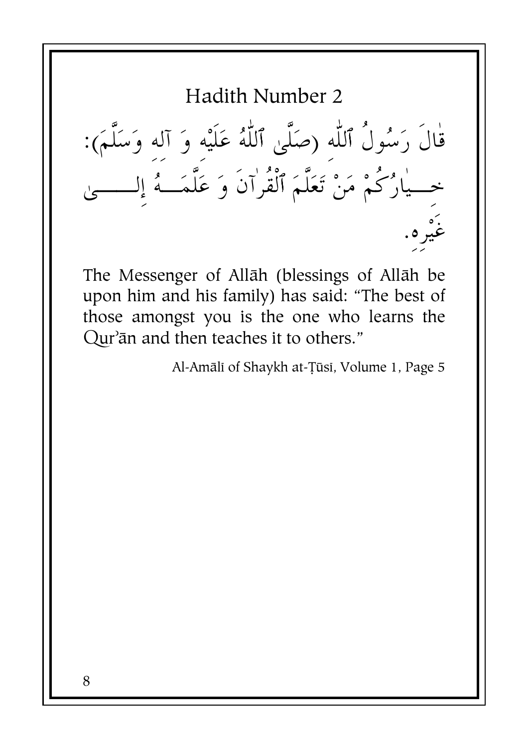## Hadith Number 2

قٰالَ رَسُولُ ٱللّٰهِ (صَلَّىٰ ٱللّٰهُ عَلَيْهِ وَ آلِهِ وَسَلَّمَ): خِيٰارُكُمْ مَنْ تَعَلَّمَ ٱلْقُرْآنَ وَ عَلَّمَهُ إِلَىٰ غَيْرِهِ.

The Messenger of Allāh (blessings of Allāh be upon him and his family) has said: "The best of those amongst you is the one who learns the Qur'ān and then teaches it to others."

Al-Amālī of Shaykh at-Ṭūsī, Volume 1, Page 5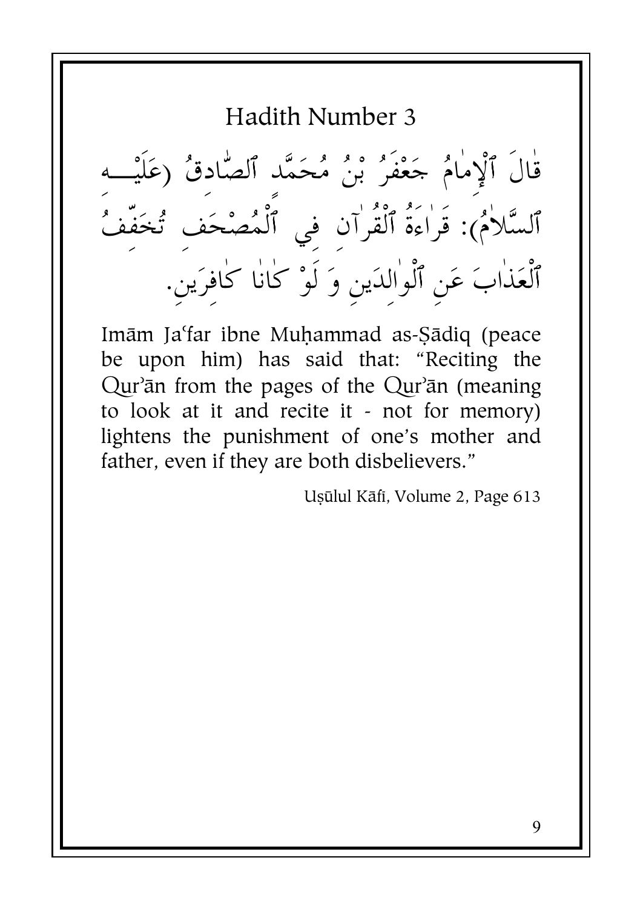## Hadith Number 3

قَالَ ٱلْإِمَامُ جَعْفَرُ بْنُ مُحَمَّدٍ ٱلصَّادِقُ (عَلَيْهِ ٱلسَّلاَمُ): قِرَاءَةُ ٱلْقُرْآنِ فِي ٱلْمُصْحَفِ تُخَفِّفُ ٱلْعَذَابَ عَنِ ٱلْوَالِدَيْنِ وَ لَوْ كَانَا كَافِرَيْنِ.

Imām Jaʿfar ibne Muḥammad as-Ṣādiq (peace be upon him) has said that: "Reciting the Qurʾān from the pages of the Qurʾān (meaning to look at it and recite it - not for memory) lightens the punishment of one's mother and father, even if they are both disbelievers."

Uṣūlul Kāfī, Volume 2, Page 613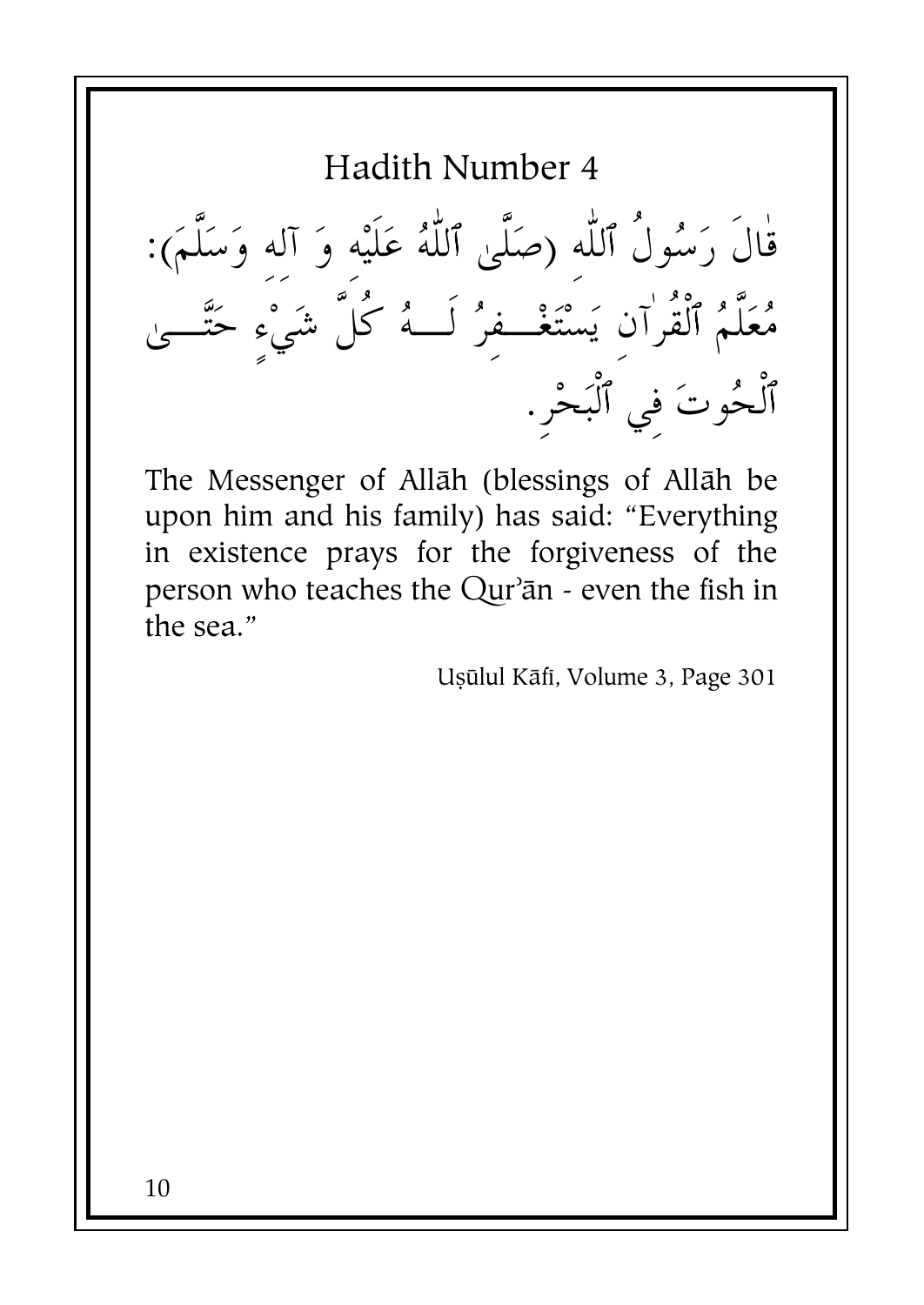## Hadith Number 4

قَالَ رَسُولُ ٱللّٰهِ (صَلَّىٰ ٱللّٰهُ عَلَيْهِ وَ آلِهِ وَسَلَّمَ): مُعَلِّمُ ٱلْقُرْآنِ يَسْتَغْفِرُ لَهُ كُلُّ شَيْءٍ حَتَّىٰ ٱلْحُوتَ فِي ٱلْبَحْرِ.

The Messenger of Allāh (blessings of Allāh be upon him and his family) has said: "Everything in existence prays for the forgiveness of the person who teaches the Qur'ān - even the fish in the sea."

Uṣūlul Kāfī, Volume 3, Page 301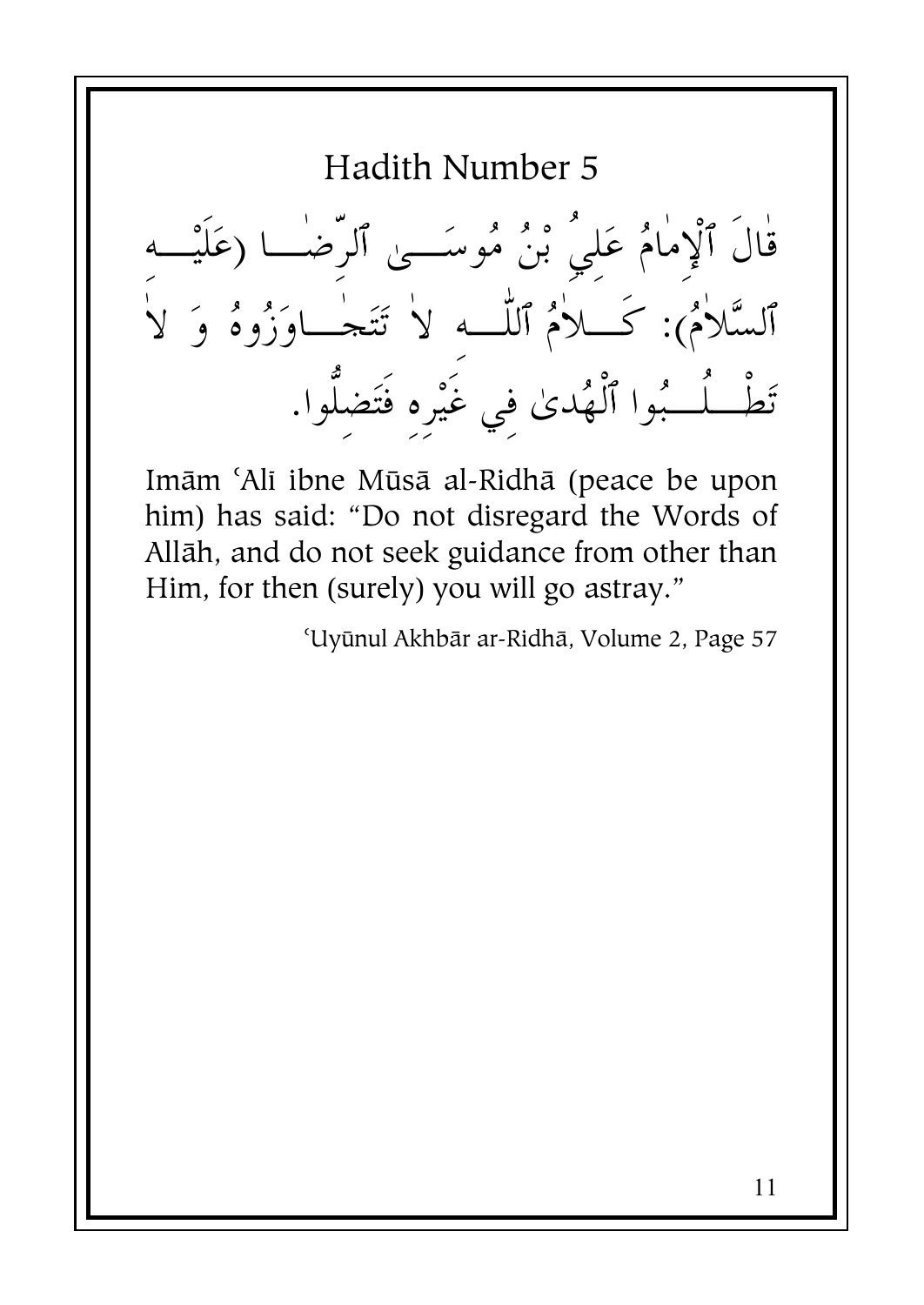# Hadith Number 5

قَالَ ٱلْإِمَامُ عَلِيُّ بْنُ مُوسَىٰ ٱلرِّضَا (عَلَيْهِ ٱلسَّلاَمُ): كَلاَمُ ٱللّٰهِ لاَ تَتَجَاوَزُوهُ وَ لاَ تَطْلُبُوا ٱلْهُدىٰ فِي غَيْرِهِ فَتَضِلُّوا.

Imām ʿAlī ibne Mūsā al-Ridhā (peace be upon him) has said: "Do not disregard the Words of Allāh, and do not seek guidance from other than Him, for then (surely) you will go astray."

ʿUyūnul Akhbār ar-Ridhā, Volume 2, Page 57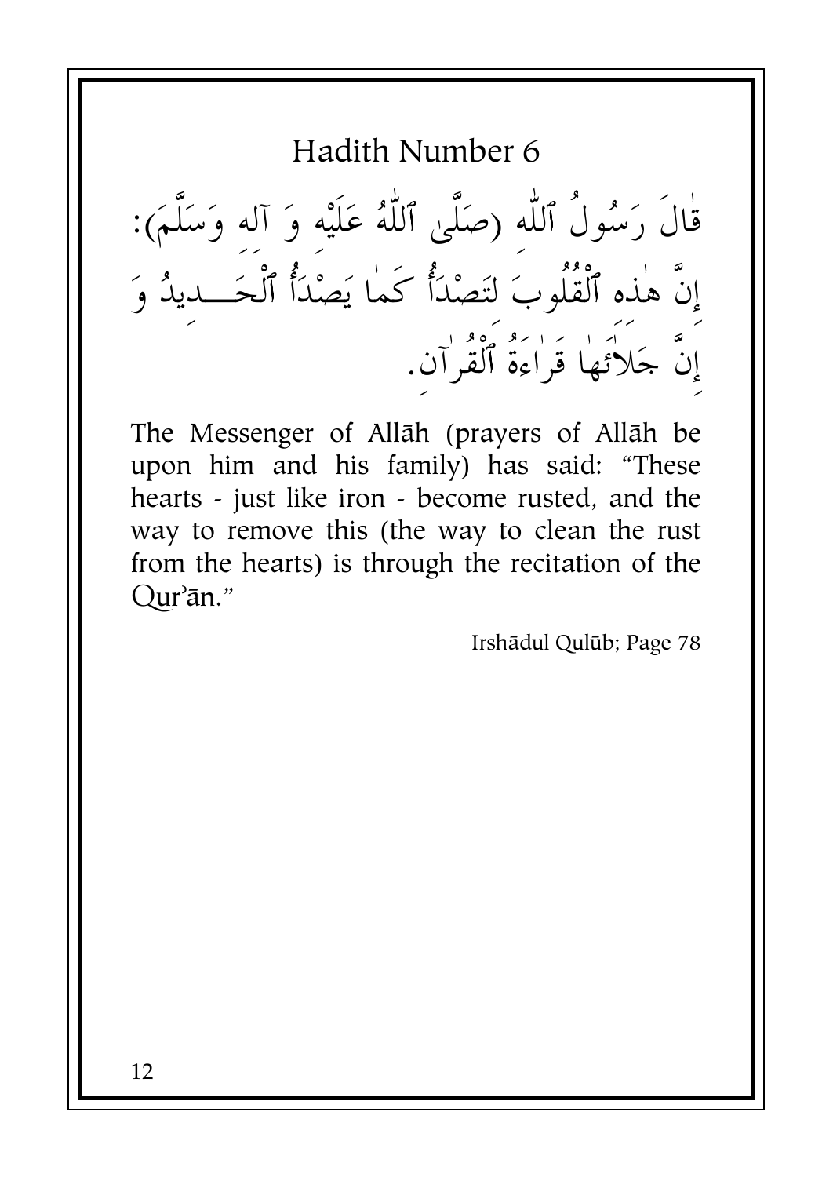# Hadith Number 6

قَالَ رَسُولُ ٱللّٰهِ (صَلَّىٰ ٱللّٰهُ عَلَيْهِ وَ آلِهِ وَسَلَّمَ): إِنَّ هٰذِهِ ٱلْقُلُوبَ لَتَصْدَأُ كَمَا يَصْدَأُ ٱلْحَـــدِيدُ وَ إِنَّ جَلاَئَهَا قِرَاءَةُ ٱلْقُرآنِ.

The Messenger of Allāh (prayers of Allāh be upon him and his family) has said: "These hearts - just like iron - become rusted, and the way to remove this (the way to clean the rust from the hearts) is through the recitation of the Qur'ān."

Irshādul Qulūb; Page 78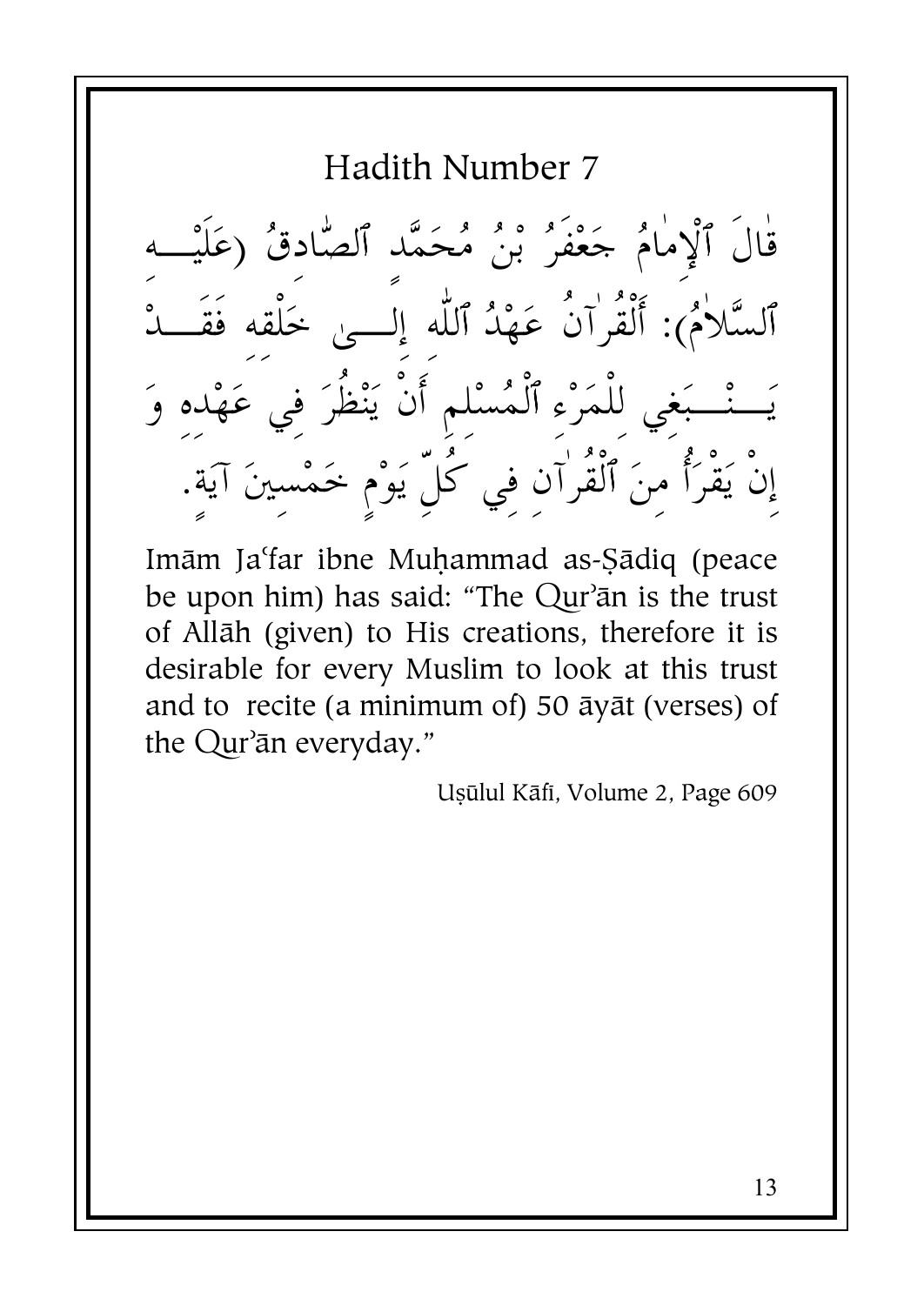# Hadith Number 7

قَالَ ٱلْإِمَامُ جَعْفَرُ بْنُ مُحَمَّدٍ ٱلصَّادِقُ (عَلَيْهِ ٱلسَّلَامُ): أَلْقُرْآنُ عَهْدُ ٱللّٰهِ إِلَى خَلْقِهِ فَقَدْ يَنْبَغِي لِلْمَرْءِ ٱلْمُسْلِمِ أَنْ يَنْظُرَ فِي عَهْدِهِ وَ إِنْ يَقْرَأُ مِنَ ٱلْقُرْآنِ فِي كُلِّ يَوْمٍ خَمْسِينَ آيَةً.

Imām Jaʿfar ibne Muḥammad as-Ṣādiq (peace be upon him) has said: "The Qur'ān is the trust of Allāh (given) to His creations, therefore it is desirable for every Muslim to look at this trust and to recite (a minimum of) 50 āyāt (verses) of the Qur'ān everyday."

Uṣūlul Kāfī, Volume 2, Page 609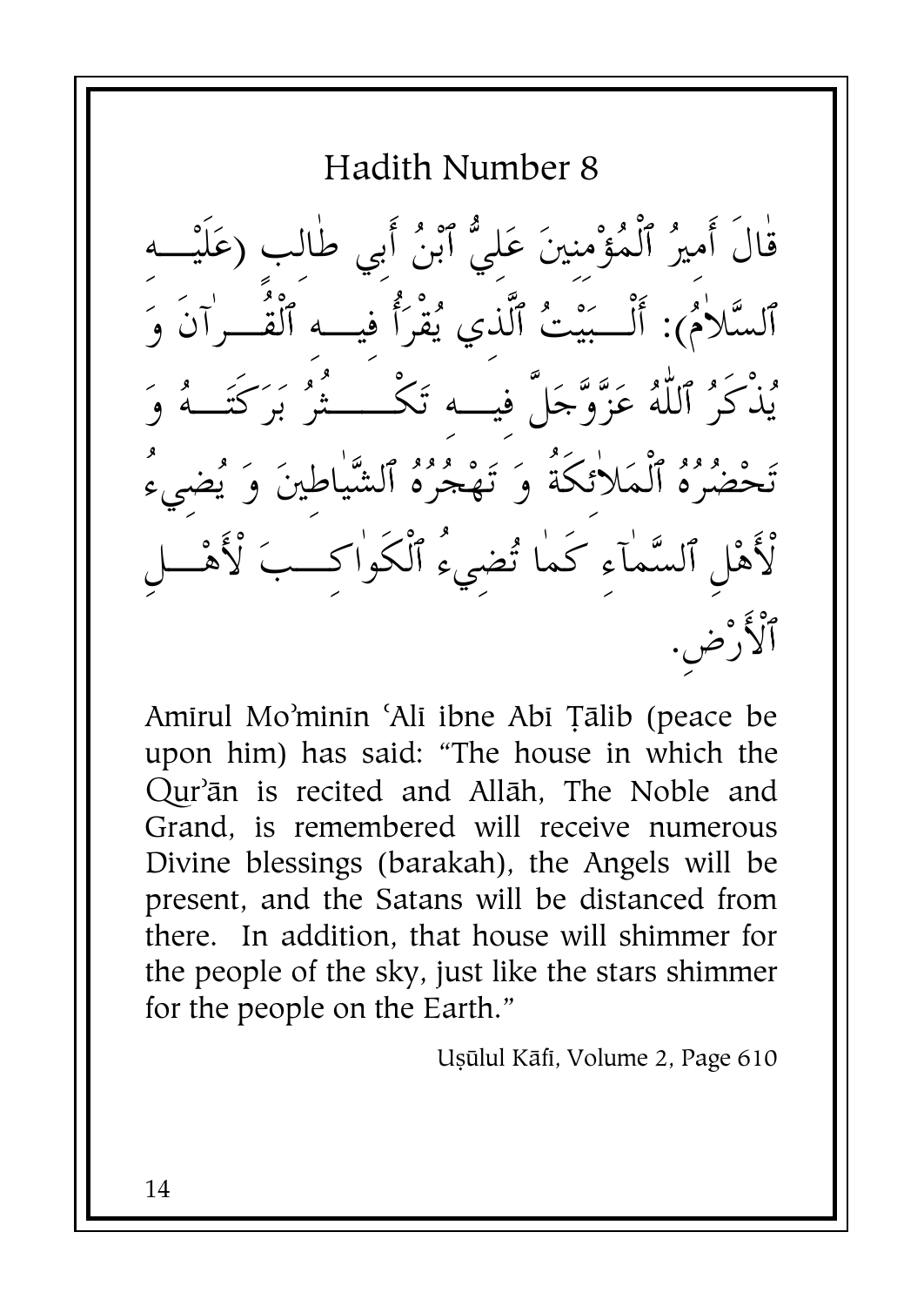## Hadith Number 8

قَالَ أَمِيرُ ٱلْمُؤْمِنِينَ عَلِيُّ ٱبْنُ أَبِي طَالِب (عَلَيْهِ ٱلسَّلاٰمُ): أَلْبَيْتُ ٱلَّذِي يُقْرَأُ فِيهِ ٱلْقُرآنَ وَ يُذْكَرُ ٱللّٰهُ عَزَّوَّجَلَّ فِيهِ تَكْثُرُ بَرَكَتَهُ وَ تَحْضُرُهُ ٱلْمَلاٰئِكَةُ وَ تَهْجُرُهُ ٱلشَّيَاطِينَ وَ يُضِيءُ لْأَهْلِ ٱلسَّمَاءِ كَمَا تُضِيءُ ٱلْكَوَاكِبَ لْأَهْلِ ٱلْأَرْضِ.

Amīrul Mo'minīn 'Alī ibne Abī Ṭālib (peace be upon him) has said: "The house in which the Qur'ān is recited and Allāh, The Noble and Grand, is remembered will receive numerous Divine blessings (barakah), the Angels will be present, and the Satans will be distanced from there. In addition, that house will shimmer for the people of the sky, just like the stars shimmer for the people on the Earth."

Uṣūlul Kāfī, Volume 2, Page 610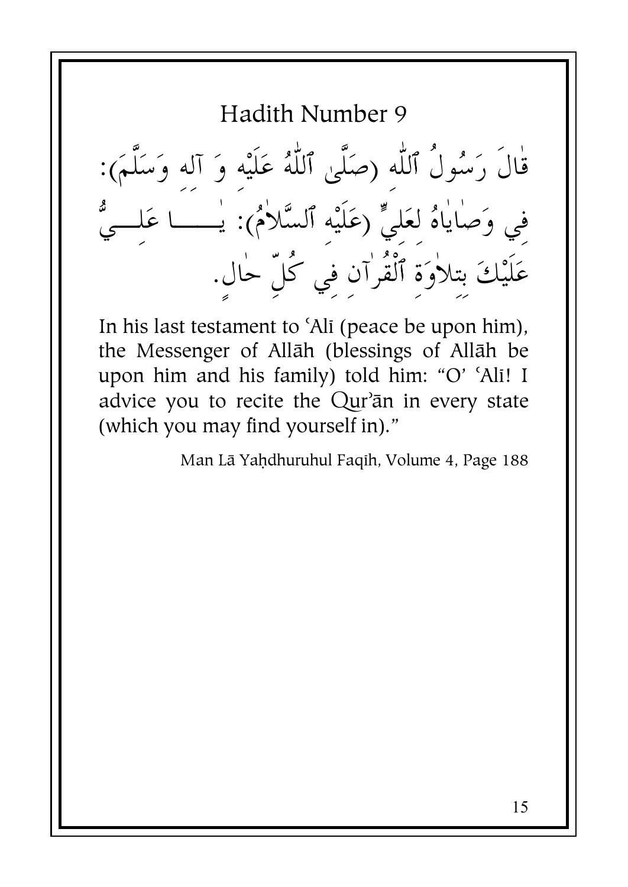# Hadith Number 9

قَالَ رَسُولُ ٱللّٰهِ (صَلَّى ٱللّٰهُ عَلَيْهِ وَ آلِهِ وَسَلَّمَ): فِي وَصَايَاهُ لِعَلِيٍّ (عَلَيْهِ ٱلسَّلاَمُ): يَـــــا عَلِـــيُّ عَلَيْكَ بِتِلاَوَةِ ٱلْقُرآنِ فِي كُلِّ حَالٍ.

In his last testament to ʿAlī (peace be upon him), the Messenger of Allāh (blessings of Allāh be upon him and his family) told him: "O' ʿAlī! I advice you to recite the Qurʾān in every state (which you may find yourself in)."

Man Lā Yaḥdhuruhul Faqīh, Volume 4, Page 188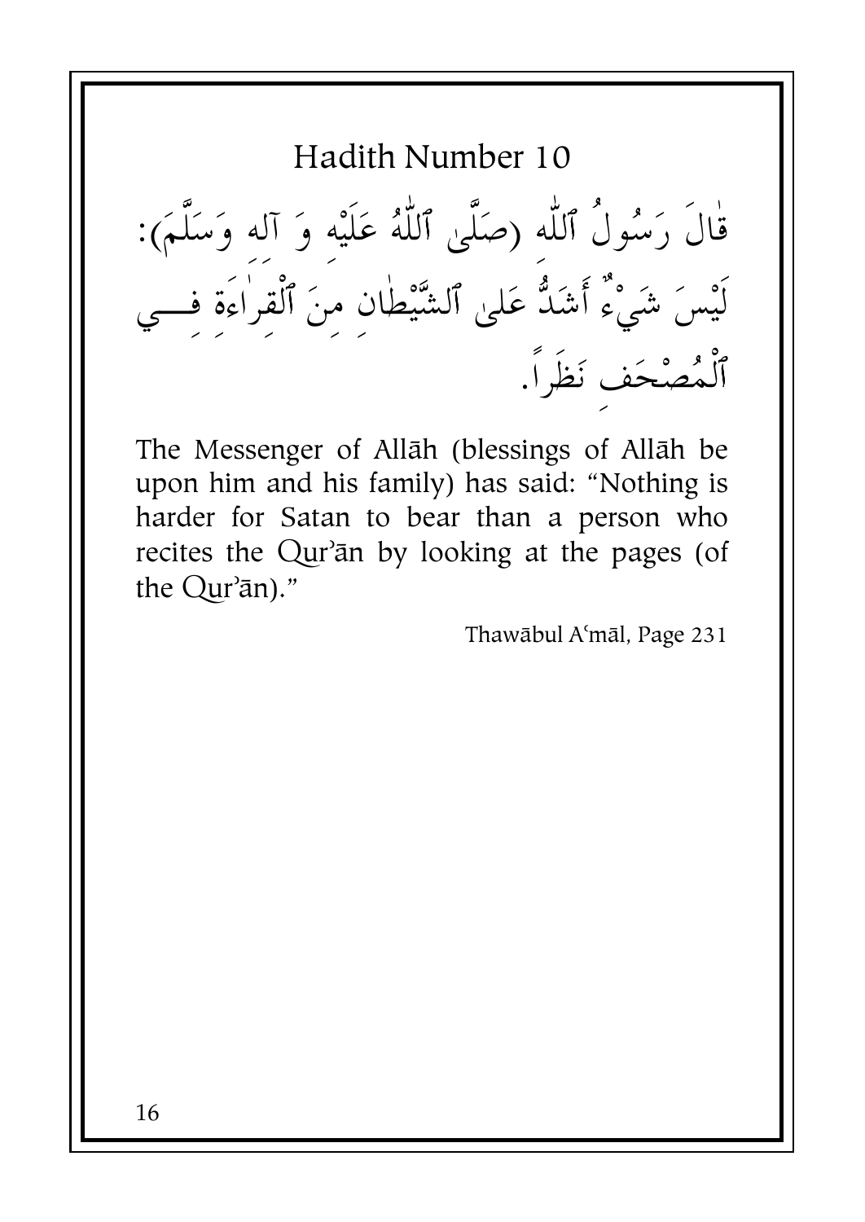## Hadith Number 10

قَالَ رَسُولُ ٱللّٰهِ (صَلَّىٰ ٱللّٰهُ عَلَيْهِ وَ آلِه وَسَلَّمَ): لَيْسَ شَيْءٌ أَشَدُّ عَلىٰ ٱلشَّيْطَانِ مِنَ ٱلْقِرَاءَةِ فِي ٱلْمُصْحَفِ نَظَراً.

The Messenger of Allāh (blessings of Allāh be upon him and his family) has said: "Nothing is harder for Satan to bear than a person who recites the Qur'ān by looking at the pages (of the Qur'ān)."

Thawābul Aʿmāl, Page 231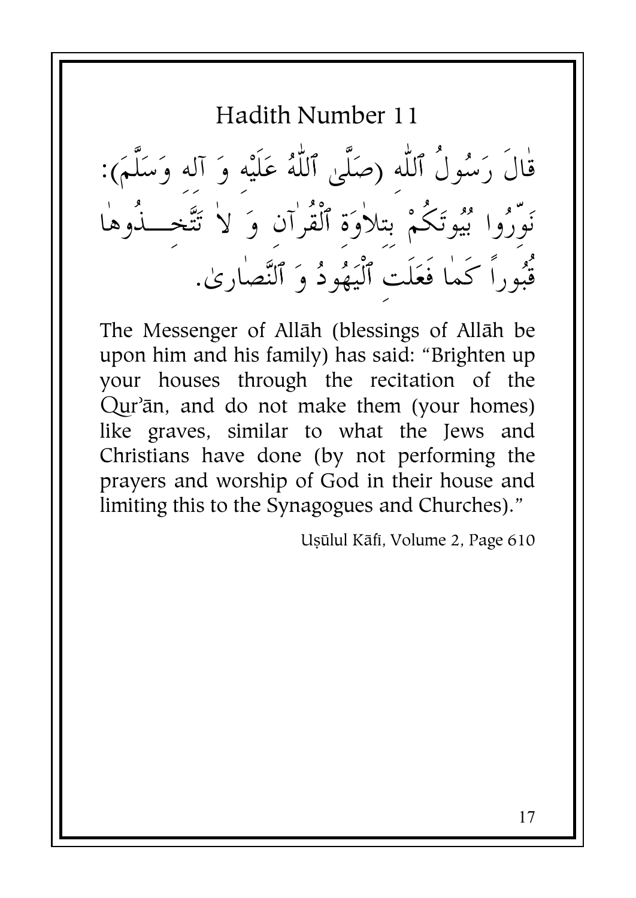## Hadith Number 11

قٰالَ رَسُولُ ٱللّٰهِ (صَلَّىٰ ٱللّٰهُ عَلَيْهِ وَ آلِهِ وَسَلَّمَ): نَوِّرُوا بُيُوتَكُمْ بِتِلاٰوَةِ ٱلْقُرْآنِ وَ لاٰ تَتَّخِذُوهٰا قُبُوراً كَمٰا فَعَلَتِ ٱلْيَهُودُ وَ ٱلنَّصٰارىٰ.

The Messenger of Allāh (blessings of Allāh be upon him and his family) has said: "Brighten up your houses through the recitation of the Qur'ān, and do not make them (your homes) like graves, similar to what the Jews and Christians have done (by not performing the prayers and worship of God in their house and limiting this to the Synagogues and Churches)."

Uṣūlul Kāfī, Volume 2, Page 610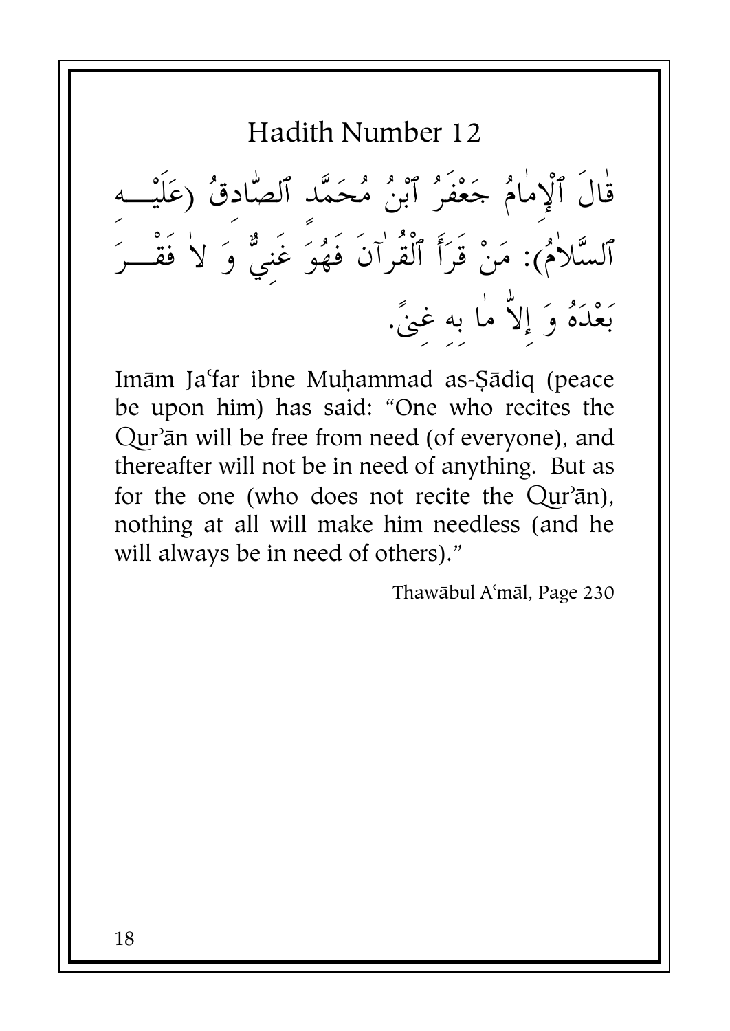## Hadith Number 12

قَالَ ٱلْإِمَامُ جَعْفَرُ ٱبْنُ مُحَمَّد ٱلصَّادِقُ (عَلَيْهِ ٱلسَّلاَمُ): مَنْ قَرَأَ ٱلْقُرآنَ فَهُوَ غَنِيٌّ وَ لاَ فَقْرَ بَعْدَهُ وَ إِلاَّ مَا بِهِ غِنىً.

Imām Jaʿfar ibne Muḥammad as-Ṣādiq (peace be upon him) has said: "One who recites the Qurʾān will be free from need (of everyone), and thereafter will not be in need of anything. But as for the one (who does not recite the Qurʾān), nothing at all will make him needless (and he will always be in need of others)."

Thawābul Aʿmāl, Page 230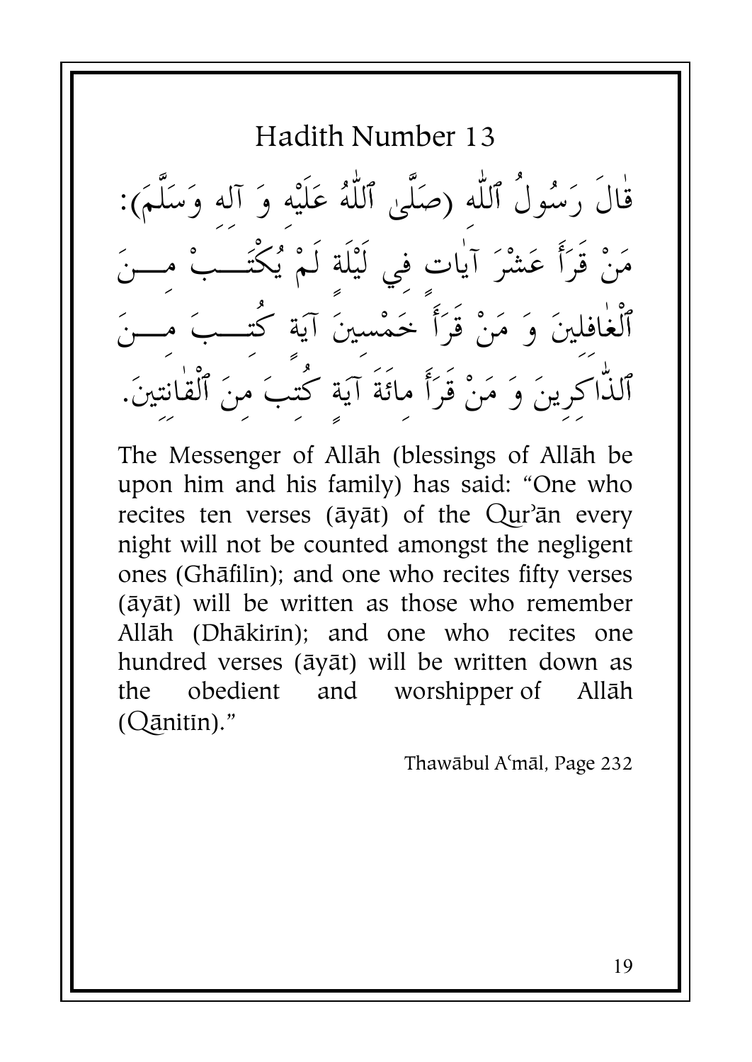## Hadith Number 13

قٰالَ رَسُولُ ٱللّٰه (صَلَّىٰ ٱللّٰهُ عَلَيْه وَ آله وَسَلَّمَ): مَنْ قَرَأَ عَشْرَ آيٰات فِي لَيْلَة لَمْ يُكْتَبْ مِنَ ٱلْغٰافلِينَ وَ مَنْ قَرَأَ خَمْسِينَ آيَة كُتِبَ مِنَ ٱلذّٰاكِرِينَ وَ مَنْ قَرَأَ مائَةَ آيَة كُتِبَ مِنَ ٱلْقٰانتِينَ.

The Messenger of Allāh (blessings of Allāh be upon him and his family) has said: "One who recites ten verses (āyāt) of the Qur'ān every night will not be counted amongst the negligent ones (Ghāfilīn); and one who recites fifty verses (āyāt) will be written as those who remember Allāh (Dhākirīn); and one who recites one hundred verses (āyāt) will be written down as the obedient and worshipper of Allāh (Qānitīn)."

Thawābul A'māl, Page 232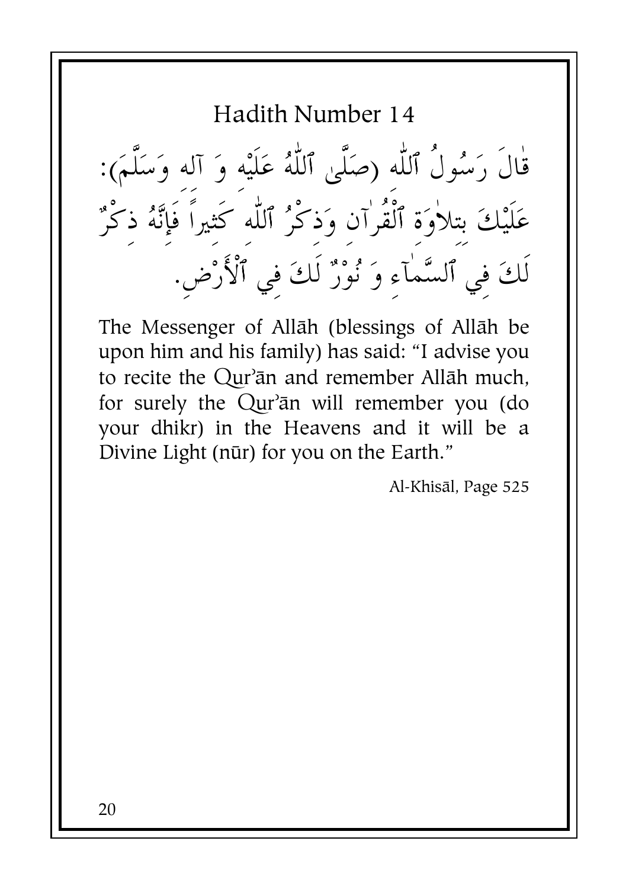## Hadith Number 14

قَالَ رَسُولُ ٱللّٰه (صَلَّى ٱللّٰهُ عَلَيْه وَ آله وَسَلَّمَ): عَلَيْكَ بِتِلاٰوَة ٱلْقُرْآن وَذكْرُ ٱللّٰه كَثيراً فَإِنَّهُ ذِكْرٌ لَكَ فِي ٱلسَّمَآءِ وَ نُوْرٌ لَكَ فِي ٱلْأَرْضِ.

The Messenger of Allāh (blessings of Allāh be upon him and his family) has said: "I advise you to recite the Qur'ān and remember Allāh much, for surely the Qur'ān will remember you (do your dhikr) in the Heavens and it will be a Divine Light (nūr) for you on the Earth."

Al-Khisāl, Page 525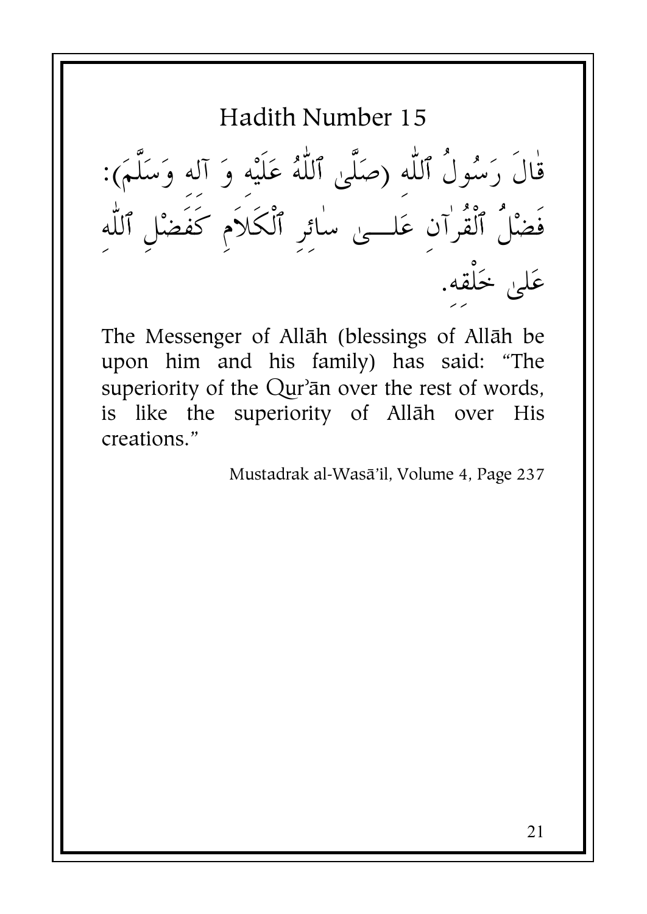## Hadith Number 15

قَالَ رَسُولُ ٱللّٰهِ (صَلَّىٰ ٱللّٰهُ عَلَيْهِ وَ آله وَسَلَّمَ): فَضْلُ ٱلْقُرْآنِ عَلَىٰ سَائِرِ ٱلْكَلَامِ كَفَضْلِ ٱللّٰهِ عَلىٰ خَلْقِهِ.

The Messenger of Allāh (blessings of Allāh be upon him and his family) has said: "The superiority of the Qur'ān over the rest of words, is like the superiority of Allāh over His creations."

Mustadrak al-Wasā'il, Volume 4, Page 237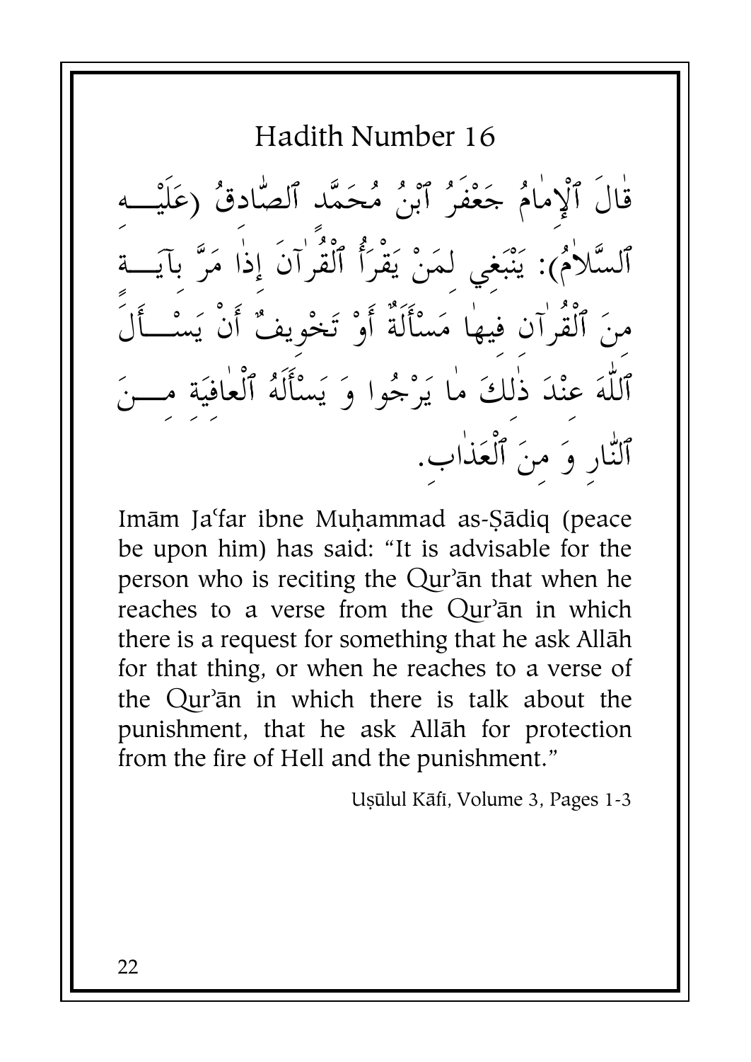## Hadith Number 16

قَالَ ٱلْإِمَامُ جَعْفَرُ ٱبْنُ مُحَمَّد ٱلصَّادِقُ (عَلَيْهِ ٱلسَّلاٰمُ): يَنْبَغِي لِمَنْ يَقْرَأُ ٱلْقُرْآنَ إِذَا مَرَّ بِآيَةٍ مِنَ ٱلْقُرْآنِ فِيهَا مَسْأَلَةٌ أَوْ تَخْوِيفٌ أَنْ يَسْأَلَ ٱللّٰهَ عِنْدَ ذٰلِكَ مَا يَرْجُوا وَ يَسْأَلَهُ ٱلْعَافِيَةَ مِنَ ٱلنَّارِ وَ مِنَ ٱلْعَذَابِ.

Imām Jaʿfar ibne Muḥammad as-Ṣādiq (peace be upon him) has said: "It is advisable for the person who is reciting the Qurʾān that when he reaches to a verse from the Qurʾān in which there is a request for something that he ask Allāh for that thing, or when he reaches to a verse of the Qurʾān in which there is talk about the punishment, that he ask Allāh for protection from the fire of Hell and the punishment."

Uṣūlul Kāfī, Volume 3, Pages 1-3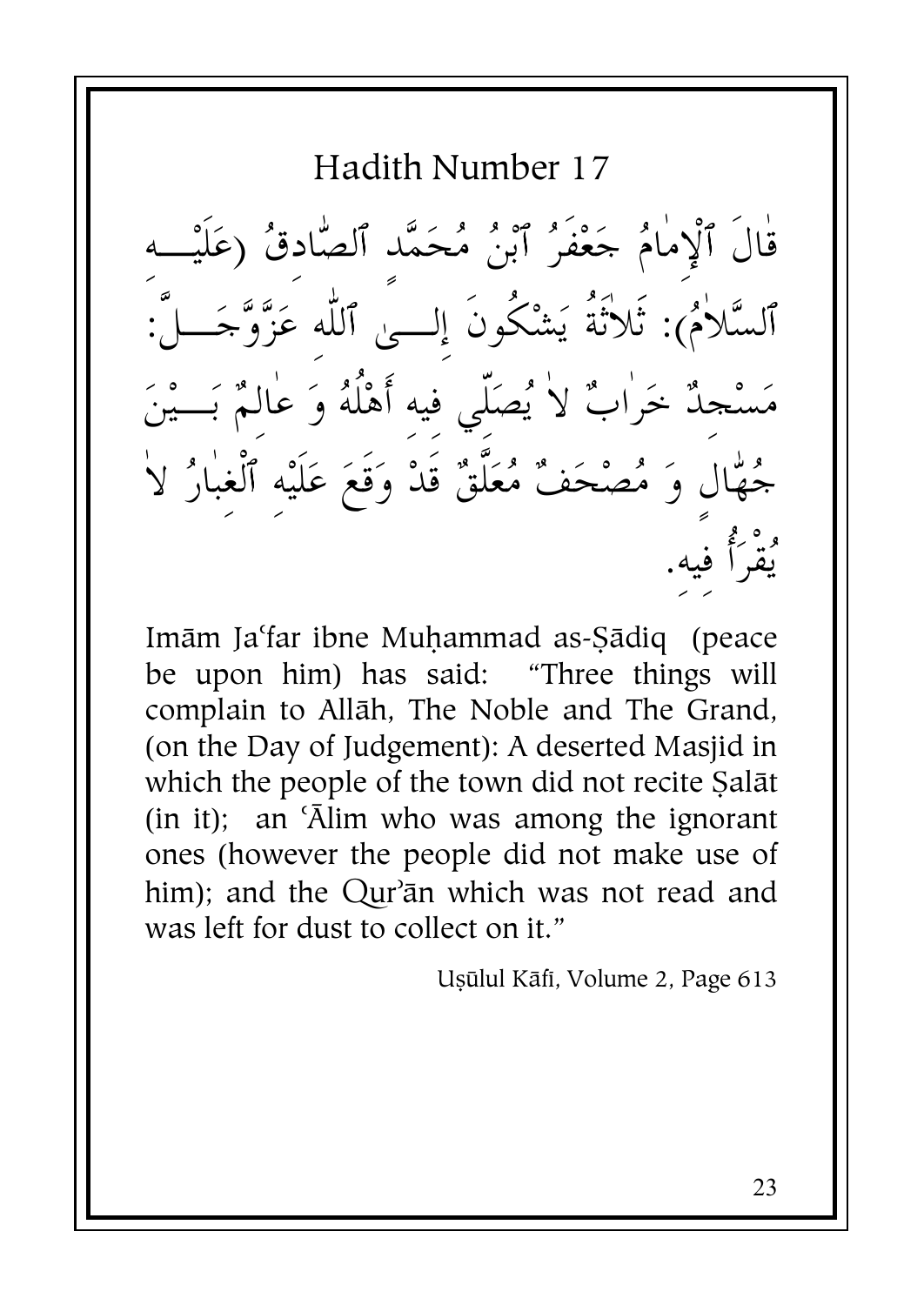## Hadith Number 17

قٰالَ ٱلْإِمٰامُ جَعْفَرُ ٱبْنُ مُحَمَّد ٱلصّٰادقُ (عَلَيْهِ ٱلسَّلاٰمُ): ثَلاٰثَةٌ يَشْكُونَ إِلىٰ ٱللّٰه عَزَّوَّجَلَّ: مَسْجِدٌ خَرٰابٌ لاٰ يُصَلّي فِيه أَهْلُهُ وَ عٰالِمٌ بَيْنَ جُهّٰالٍ وَ مُصْحَفٌ مُعَلَّقٌ قَدْ وَقَعَ عَلَيْهِ ٱلْغبٰارُ لاٰ يُقْرَأُ فِيه.

Imām Jaʿfar ibne Muḥammad as-Ṣādiq (peace be upon him) has said: "Three things will complain to Allāh, The Noble and The Grand, (on the Day of Judgement): A deserted Masjid in which the people of the town did not recite Ṣalāt (in it); an ʿĀlim who was among the ignorant ones (however the people did not make use of him); and the Qur'ān which was not read and was left for dust to collect on it."

Uṣūlul Kāfī, Volume 2, Page 613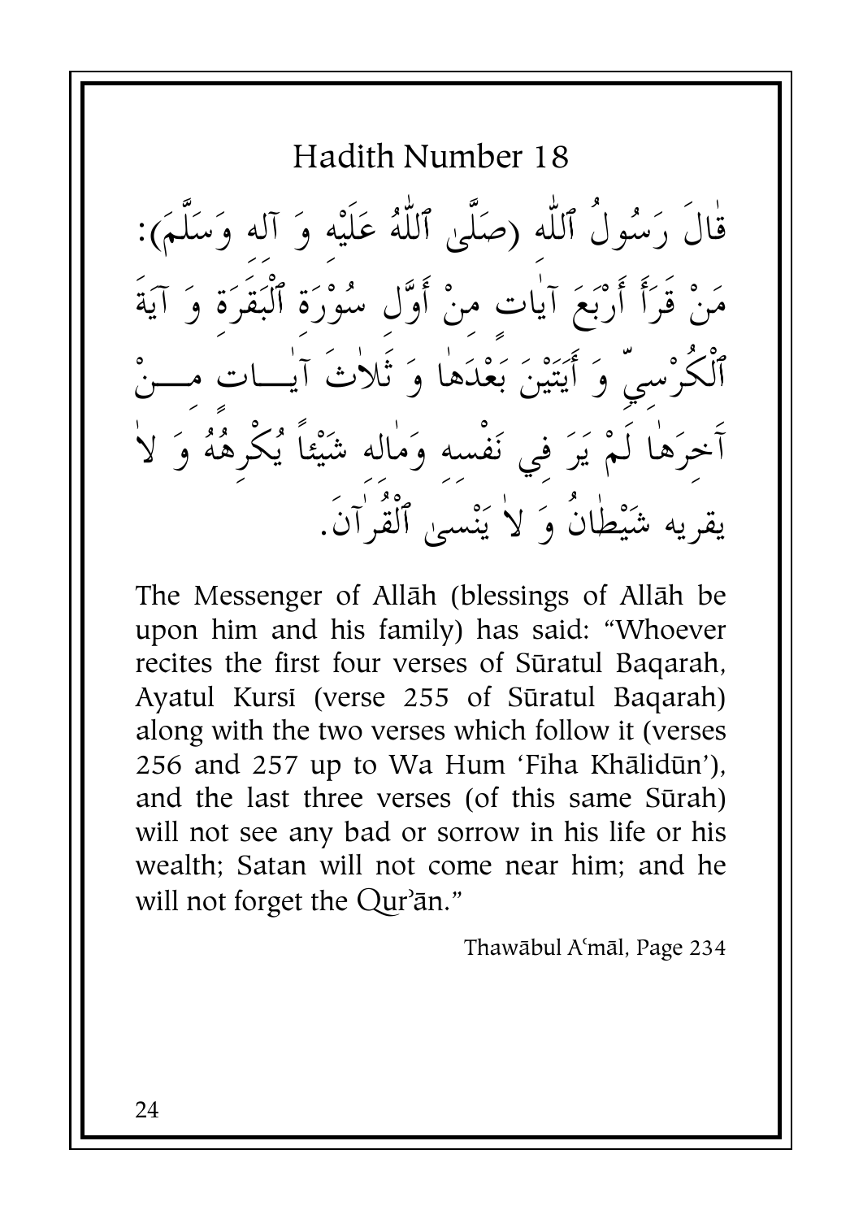## Hadith Number 18

قٰالَ رَسُولُ ٱللّٰه (صَلَّىٰ ٱللّٰهُ عَلَيْهِ وَ آله وَسَلَّمَ): مَنْ قَرَأَ أَرْبَعَ آيٰات مِنْ أَوَّلِ سُوْرَة ٱلْبَقَرَة وَ آيَةَ ٱلْكُرْسِيِّ وَ أَيَتَيْنَ بَعْدَهٰا وَ ثَلاٰثَ آيٰات مِنْ آخِرَهٰا لَمْ يَرَ فِي نَفْسه وَمٰاله شَيْئاً يُكْرِهُهُ وَ لاٰ يقربه شَيْطٰانُ وَ لاٰ يَنْسىٰ ٱلْقُرْآنَ.

The Messenger of Allāh (blessings of Allāh be upon him and his family) has said: "Whoever recites the first four verses of Sūratul Baqarah, Ayatul Kursī (verse 255 of Sūratul Baqarah) along with the two verses which follow it (verses 256 and 257 up to Wa Hum 'Fīha Khālidūn'), and the last three verses (of this same Sūrah) will not see any bad or sorrow in his life or his wealth; Satan will not come near him; and he will not forget the Qur'ān."

Thawābul Aʿmāl, Page 234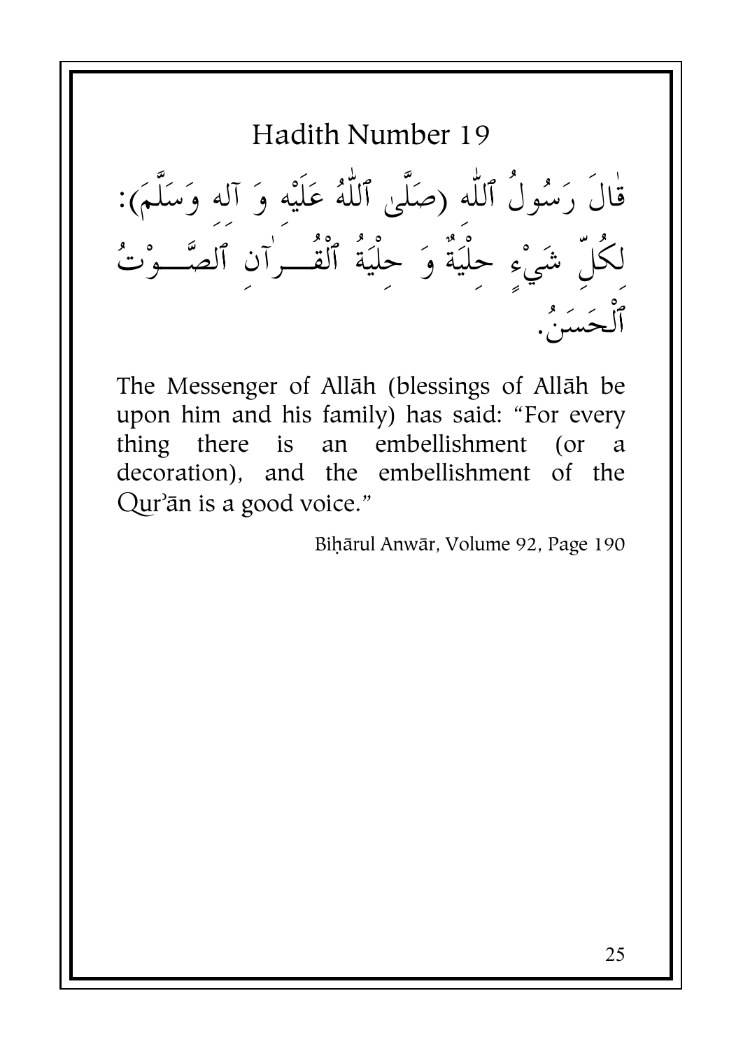# Hadith Number 19

قٰالَ رَسُولُ ٱللّٰه (صَلَّىٰ ٱللّٰهُ عَلَيْهِ وَ آلِه وَسَلَّمَ): لِكُلِّ شَيْءٍ حِلْيَةٌ وَ حِلْيَةُ ٱلْقُـرْآنِ ٱلصَّـوْتُ ٱلْحَسَنُ.

The Messenger of Allāh (blessings of Allāh be upon him and his family) has said: "For every thing there is an embellishment (or a decoration), and the embellishment of the Qur'ān is a good voice."

Biḥārul Anwār, Volume 92, Page 190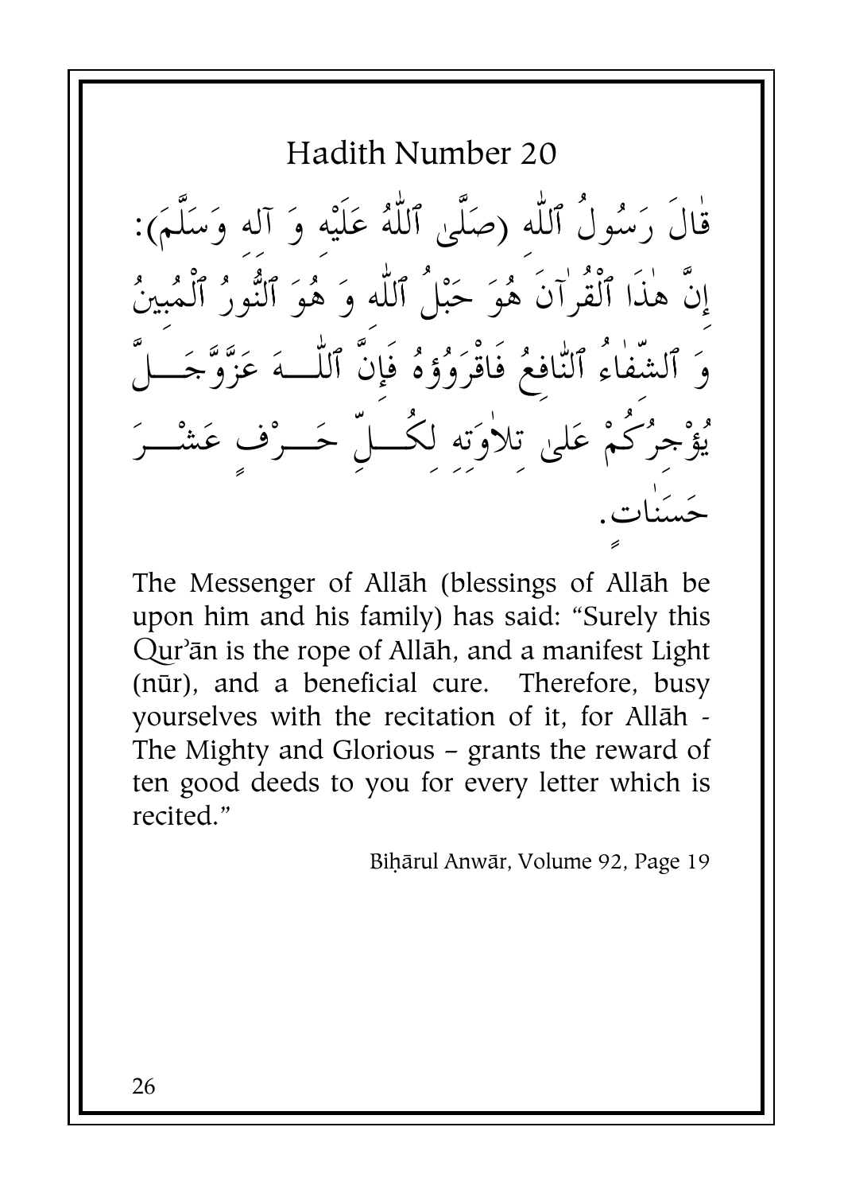## Hadith Number 20

قَالَ رَسُولُ ٱللّٰه (صَلَّىٰ ٱللّٰهُ عَلَيْهِ وَ آلِه وَسَلَّمَ): إِنَّ هٰذَا ٱلْقُرْآنَ هُوَ حَبْلُ ٱللّٰه وَ هُوَ ٱلنُّورُ ٱلْمُبِينُ وَ ٱلشِّفَاءُ ٱلنَّافِعُ فَاقْرَؤُوهُ فَإِنَّ ٱللّٰهَ عَزَّوَجَلَّ يُؤْجِرُكُمْ عَلىٰ تِلاوَتِهِ لِكُلِّ حَرْفٍ عَشْرَ حَسَنَاتٍ.

The Messenger of Allāh (blessings of Allāh be upon him and his family) has said: "Surely this Qur'ān is the rope of Allāh, and a manifest Light (nūr), and a beneficial cure. Therefore, busy yourselves with the recitation of it, for Allāh - The Mighty and Glorious – grants the reward of ten good deeds to you for every letter which is recited."

Biḥārul Anwār, Volume 92, Page 19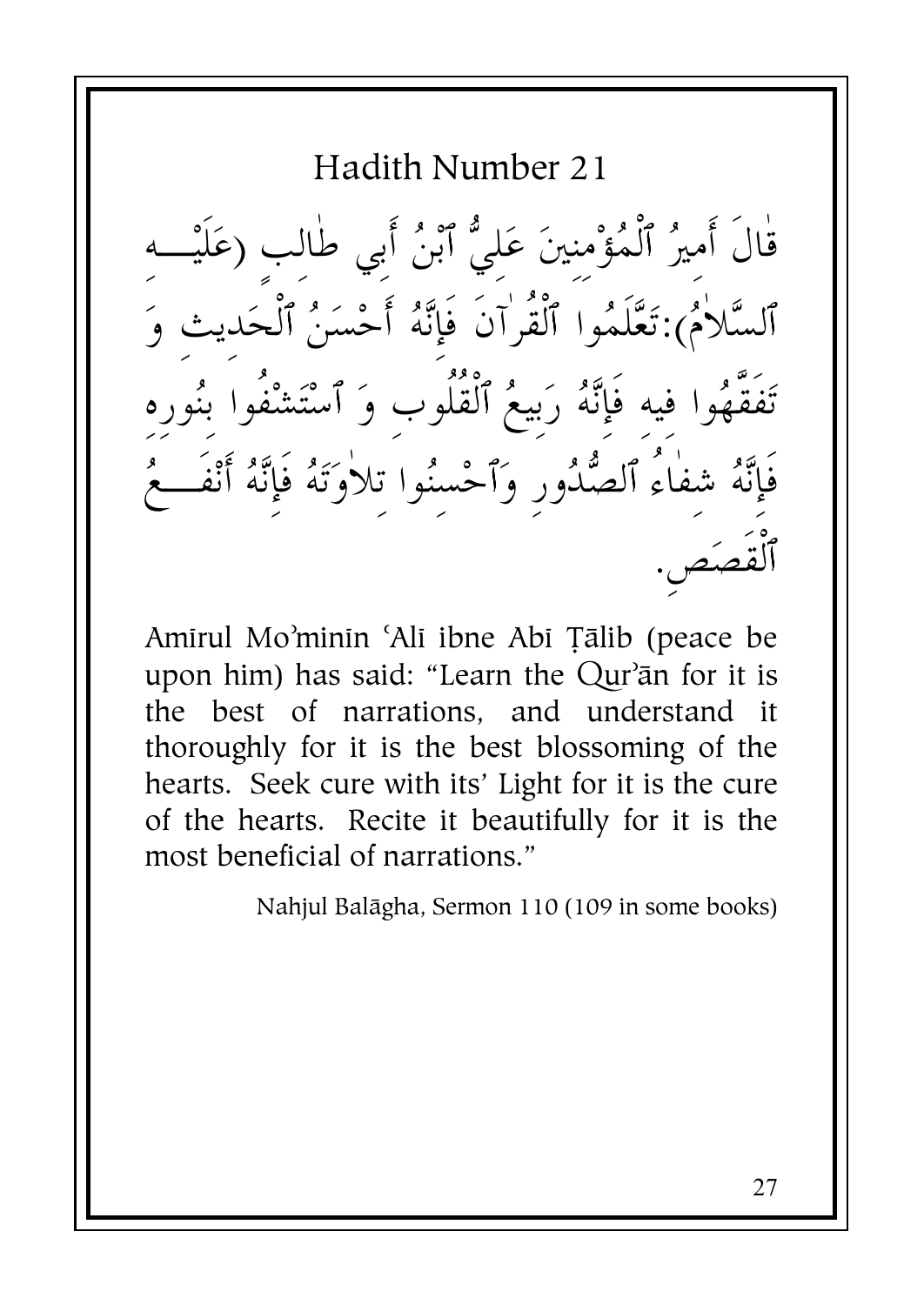# Hadith Number 21

قَالَ أَمِيرُ ٱلْمُؤْمِنِينَ عَلِيُّ ٱبْنُ أَبِي طَالِبٍ (عَلَيْهِ ٱلسَّلاٰمُ): تَعَلَّمُوا ٱلْقُرْآنَ فَإِنَّهُ أَحْسَنُ ٱلْحَدِيثِ وَ تَفَقَّهُوا فِيهِ فَإِنَّهُ رَبِيعُ ٱلْقُلُوبِ وَ ٱسْتَشْفُوا بِنُورِهِ فَإِنَّهُ شِفَاءُ ٱلصُّدُورِ وَٱحْسِنُوا تِلاٰوَتَهُ فَإِنَّهُ أَنْفَعُ ٱلْقَصَصِ.

Amīrul Mo'minīn 'Alī ibne Abī Ṭālib (peace be upon him) has said: "Learn the Qur'ān for it is the best of narrations, and understand it thoroughly for it is the best blossoming of the hearts. Seek cure with its' Light for it is the cure of the hearts. Recite it beautifully for it is the most beneficial of narrations."

Nahjul Balāgha, Sermon 110 (109 in some books)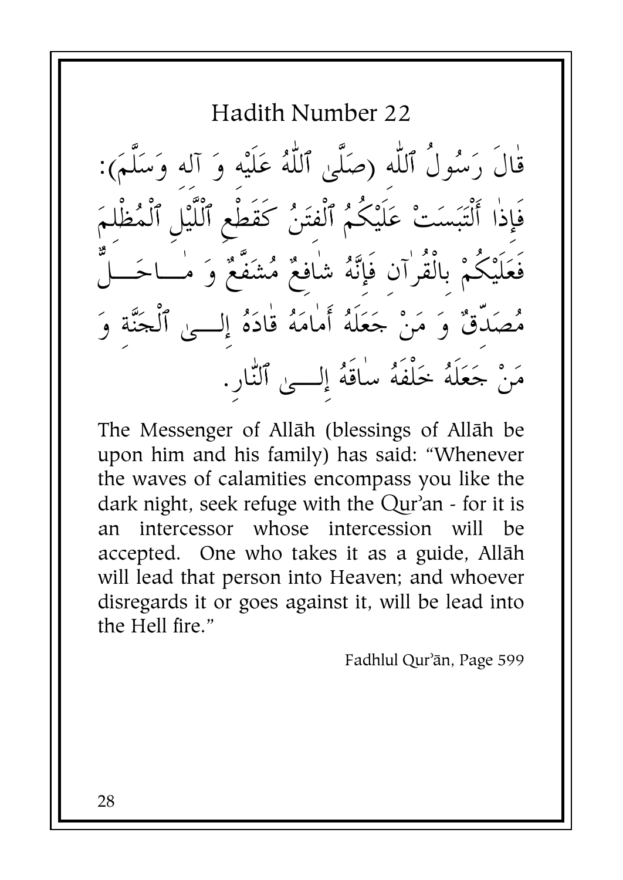## Hadith Number 22

قَالَ رَسُولُ ٱللّٰه (صَلَّىٰ ٱللّٰهُ عَلَيْه وَ آله وَسَلَّمَ): فَإذٰا أَلْتَبَسَتْ عَلَيْكُمُ ٱلْفتَنُ كَقَطْعِ ٱللَّيْلِ ٱلْمُظْلمَ فَعَلَيْكُمْ بِالْقُرآن فَإنَّهُ شٰافعٌ مُشَفَّعٌ وَ مٰاحَلٌّ مُصَدّقٌ وَ مَنْ جَعَلَهُ أَمٰامَهُ قٰادَهُ إِلىٰ ٱلْجَنَّة وَ مَنْ جَعَلَهُ خَلْفَهُ سٰاقَهُ إِلىٰ ٱلنّٰارِ.

The Messenger of Allāh (blessings of Allāh be upon him and his family) has said: "Whenever the waves of calamities encompass you like the dark night, seek refuge with the Qur'an - for it is an intercessor whose intercession will be accepted. One who takes it as a guide, Allāh will lead that person into Heaven; and whoever disregards it or goes against it, will be lead into the Hell fire."

Fadhlul Qur'ān, Page 599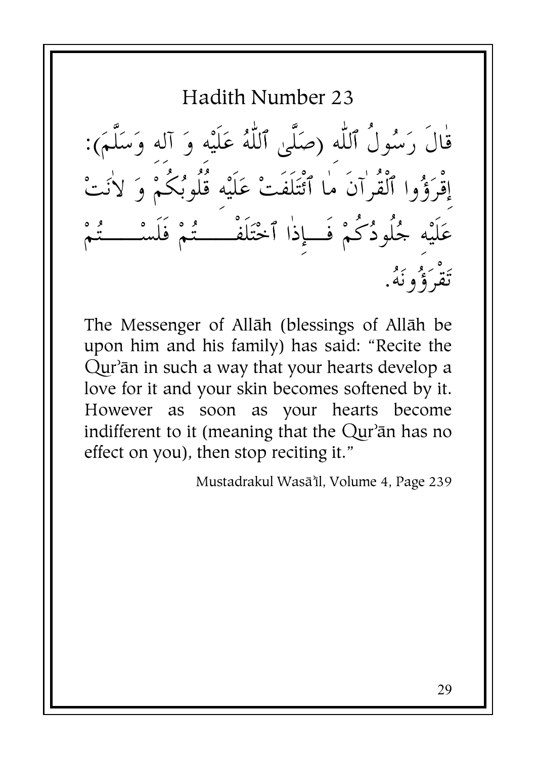# Hadith Number 23

قٰالَ رَسُولُ ٱللّٰه (صَلَّىٰ ٱللّٰهُ عَلَيْه وَ آله وَسَلَّمَ): إقْرَؤُوا ٱلْقُرٰآنَ مٰا ٱئْتَلَفَتْ عَلَيْهِ قُلُوبُكُمْ وَ لاٰنَتْ عَلَيْهِ جُلُودُكُمْ فَإِذٰا ٱخْتَلَفْتُمْ فَلَسْتُمْ تَقْرَؤُونَهُ.

The Messenger of Allāh (blessings of Allāh be upon him and his family) has said: "Recite the Qur'ān in such a way that your hearts develop a love for it and your skin becomes softened by it. However as soon as your hearts become indifferent to it (meaning that the Qur'ān has no effect on you), then stop reciting it."

Mustadrakul Wasā'il, Volume 4, Page 239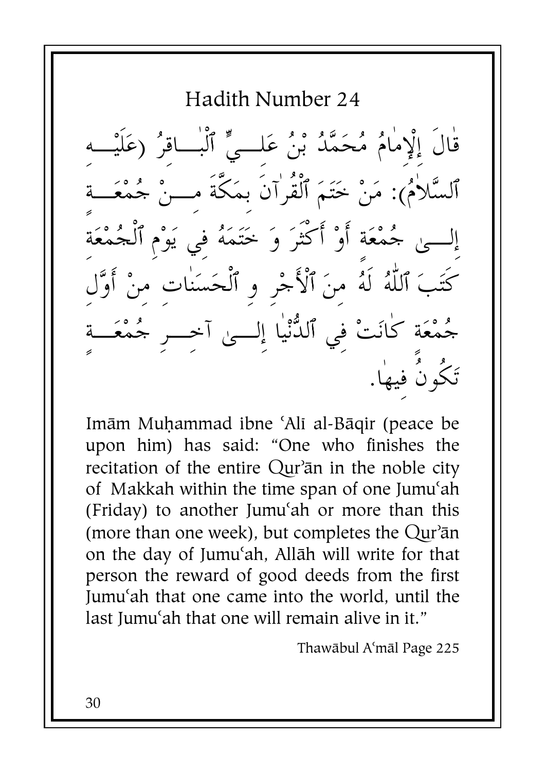## Hadith Number 24

قَالَ إِلْإِمَامُ مُحَمَّدُ بْنُ عَلِيٍّ ٱلْبَاقِرُ (عَلَيْهِ ٱلسَّلاٰمُ): مَنْ خَتَمَ ٱلْقُرآنَ بِمَكَّةَ مِنْ جُمُعَةٍ إِلىٰ جُمْعَةٍ أَوْ أَكْثَرَ وَ خَتَمَهُ فِي يَوْمِ ٱلْجُمْعَةِ كَتَبَ ٱللّٰهُ لَهُ مِنَ ٱلْأَجْرِ وِ ٱلْحَسَنَاتِ مِنْ أَوَّلِ جُمْعَةٍ كَانَتْ فِي ٱلدُّنْيٰا إِلىٰ آخِرِ جُمْعَةٍ تَكُونُ فِيهٰا.

Imām Muḥammad ibne ʿAlī al-Bāqir (peace be upon him) has said: "One who finishes the recitation of the entire Qurʾān in the noble city of Makkah within the time span of one Jumuʿah (Friday) to another Jumuʿah or more than this (more than one week), but completes the Qurʾān on the day of Jumuʿah, Allāh will write for that person the reward of good deeds from the first Jumuʿah that one came into the world, until the last Jumuʿah that one will remain alive in it."

Thawābul Aʿmāl Page 225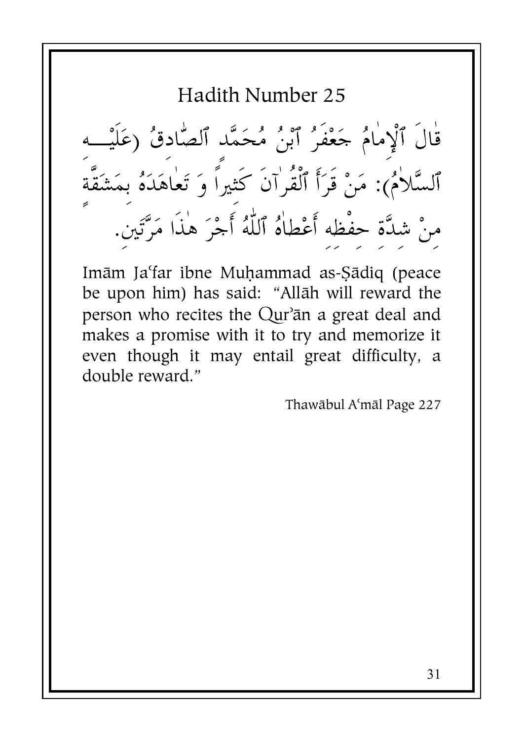# Hadith Number 25

قٰالَ ٱلْإِمٰامُ جَعْفَرُ ٱبْنُ مُحَمَّد ٱلصّٰادقُ (عَلَيْهِ ٱلسَّلاٰمُ): مَنْ قَرَأَ ٱلْقُرْآنَ كَثِيراً وَ تَعٰاهَدَهُ بِمَشَقَّةٍ مِنْ شِدَّةِ حِفْظِهِ أَعْطٰاهُ ٱللّٰهُ أَجْرَ هٰذَا مَرَّتَينِ.

Imām Jaʿfar ibne Muḥammad as-Ṣādiq (peace be upon him) has said: "Allāh will reward the person who recites the Qurʾān a great deal and makes a promise with it to try and memorize it even though it may entail great difficulty, a double reward."

Thawābul Aʿmāl Page 227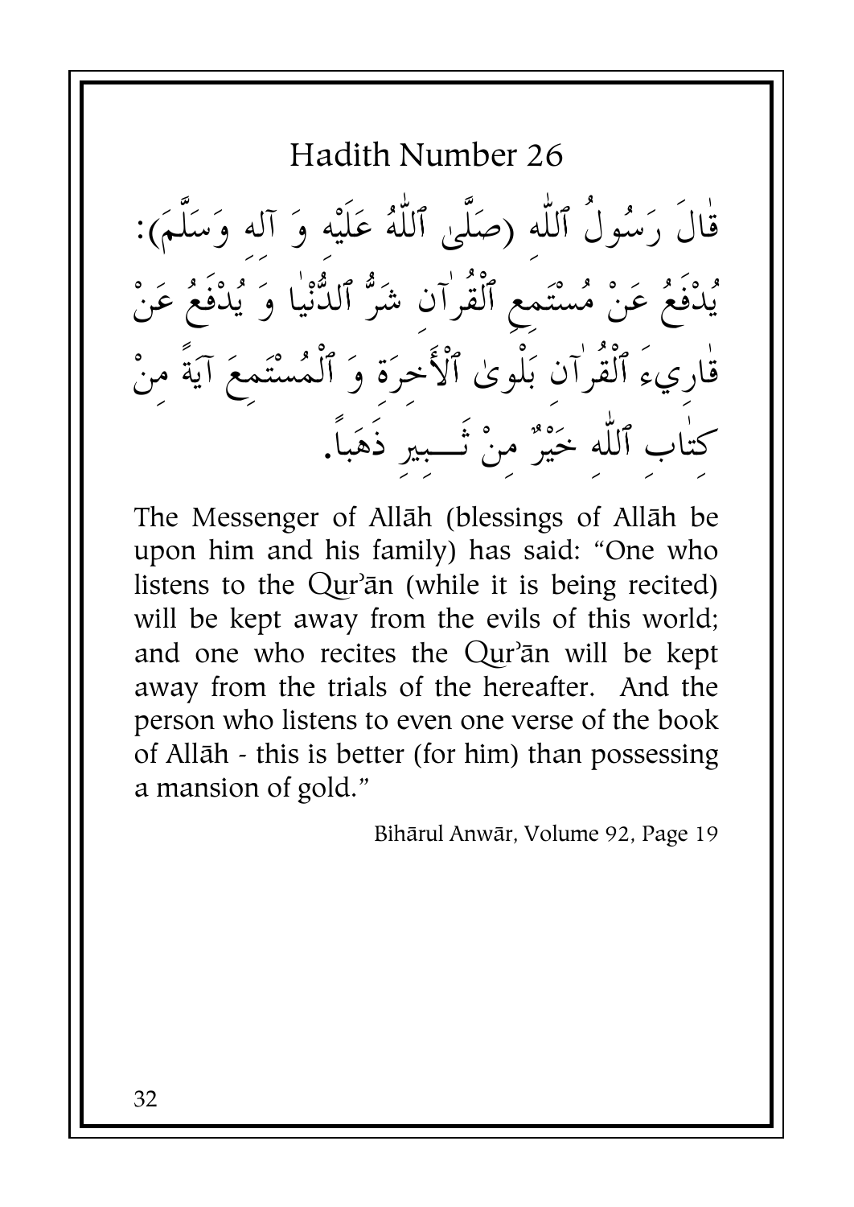## Hadith Number 26

قَالَ رَسُولُ ٱللّٰهِ (صَلَّىٰ ٱللّٰهُ عَلَيْهِ وَ آلِهِ وَسَلَّمَ): يُدْفَعُ عَنْ مُسْتَمِعِ ٱلْقُرْآنِ شَرُّ ٱلدُّنْيَا وَ يُدْفَعُ عَنْ قَارِيءَ ٱلْقُرْآنِ بَلْوىٰ ٱلْأَخِرَةِ وَ ٱلْمُسْتَمِعَ آيَةً مِنْ كِتَابِ ٱللّٰهِ خَيْرٌ مِنْ ثَبِيرٍ ذَهَباً.

The Messenger of Allāh (blessings of Allāh be upon him and his family) has said: "One who listens to the Qur'ān (while it is being recited) will be kept away from the evils of this world; and one who recites the Qur'ān will be kept away from the trials of the hereafter. And the person who listens to even one verse of the book of Allāh - this is better (for him) than possessing a mansion of gold."

Bihārul Anwār, Volume 92, Page 19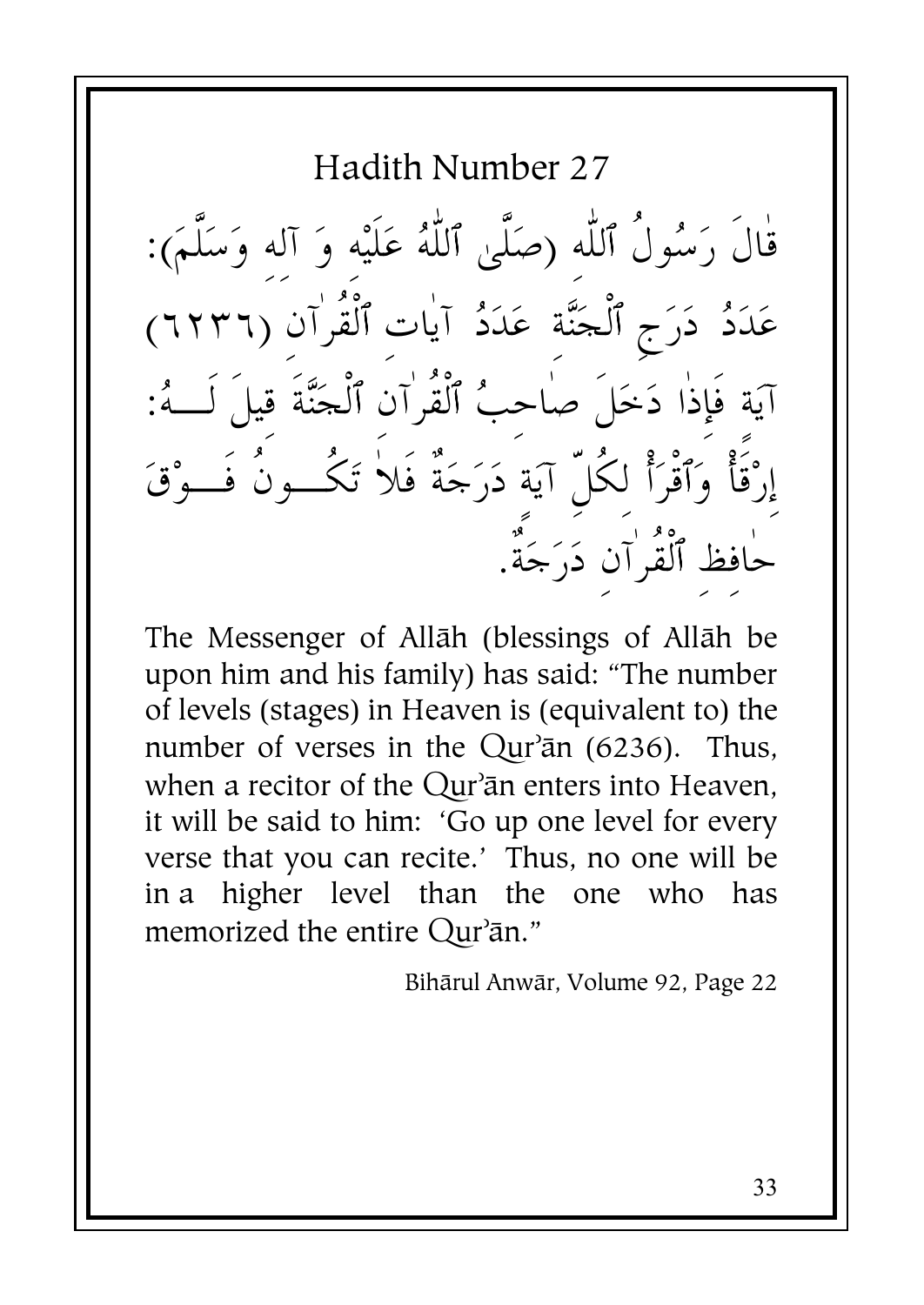# Hadith Number 27

قٰالَ رَسُولُ ٱللّٰهِ (صَلَّىٰ ٱللّٰهُ عَلَيْهِ وَ آلِهِ وَسَلَّمَ): عَدَدُ دَرَجِ ٱلْجَنَّةِ عَدَدُ آيٰاتِ ٱلْقُرْآنِ (٦٢٣٦) آيَةً فَإِذٰا دَخَلَ صٰاحِبُ ٱلْقُرْآنِ ٱلْجَنَّةَ قِيلَ لَهُ: إِرْقَأْ وَٱقْرَأْ لِكُلِّ آيَةٍ دَرَجَةٌ فَلاٰ تَكُونُ فَوْقَ حٰافِظِ ٱلْقُرْآنِ دَرَجَةٌ.

The Messenger of Allāh (blessings of Allāh be upon him and his family) has said: "The number of levels (stages) in Heaven is (equivalent to) the number of verses in the Qur'ān (6236). Thus, when a recitor of the Qur'ān enters into Heaven, it will be said to him: 'Go up one level for every verse that you can recite.' Thus, no one will be in a higher level than the one who has memorized the entire Qur'ān."

Bihārul Anwār, Volume 92, Page 22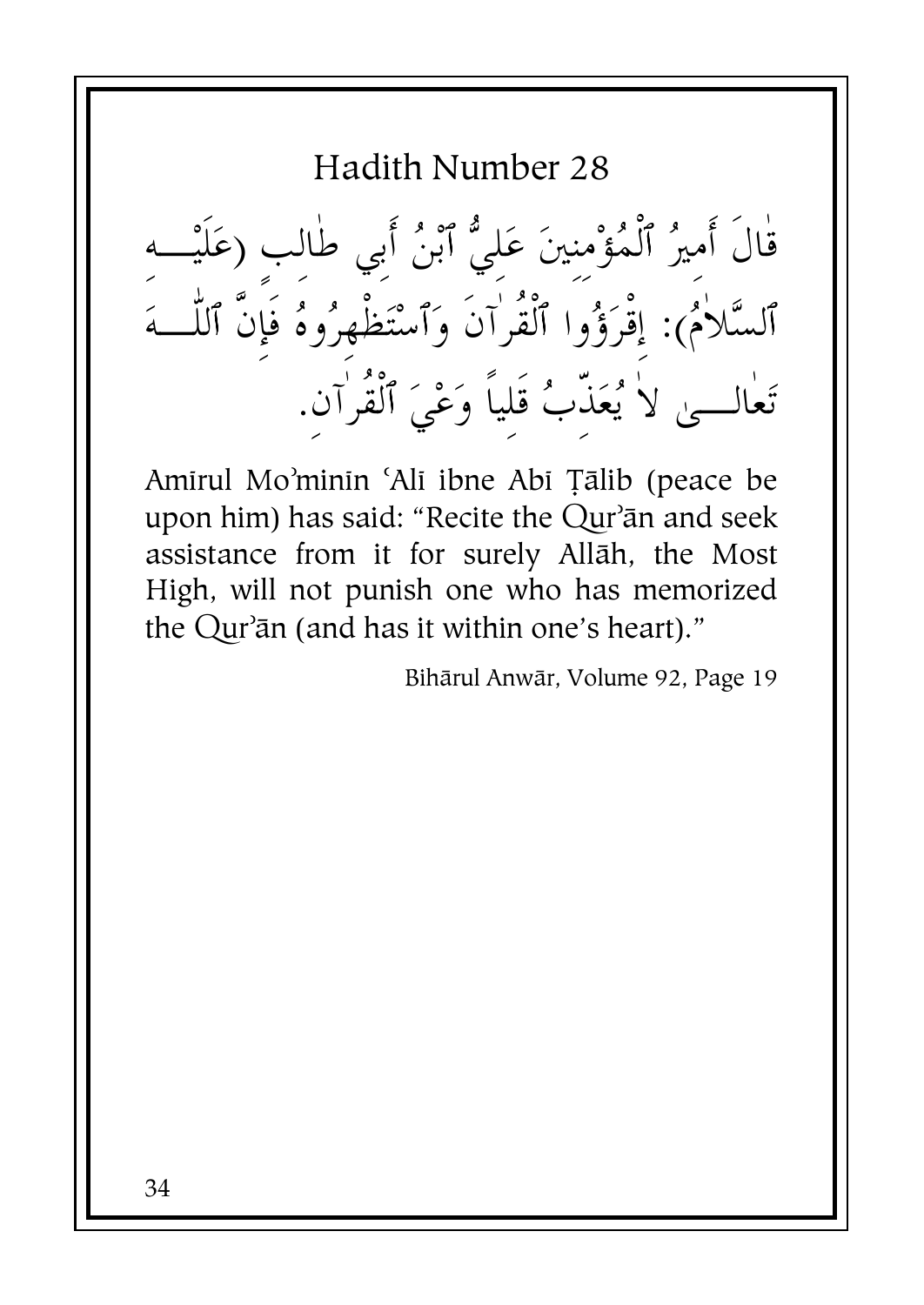## Hadith Number 28

قَالَ أَمِيرُ ٱلْمُؤْمِنِينَ عَلِيُّ ٱبْنُ أَبِي طَالِب (عَلَيْهِ ٱلسَّلاَمُ): إِقْرَؤُوا ٱلْقُرآنَ وَٱسْتَظْهِرُوهُ فَإِنَّ ٱللّٰهَ تَعَالَىٰ لاَ يُعَذِّبُ قَلِباً وَعْيَ ٱلْقُرآنِ.

Amīrul Mo'minīn 'Alī ibne Abī Ṭālib (peace be upon him) has said: "Recite the Qur'ān and seek assistance from it for surely Allāh, the Most High, will not punish one who has memorized the Qur'ān (and has it within one's heart)."

Bihārul Anwār, Volume 92, Page 19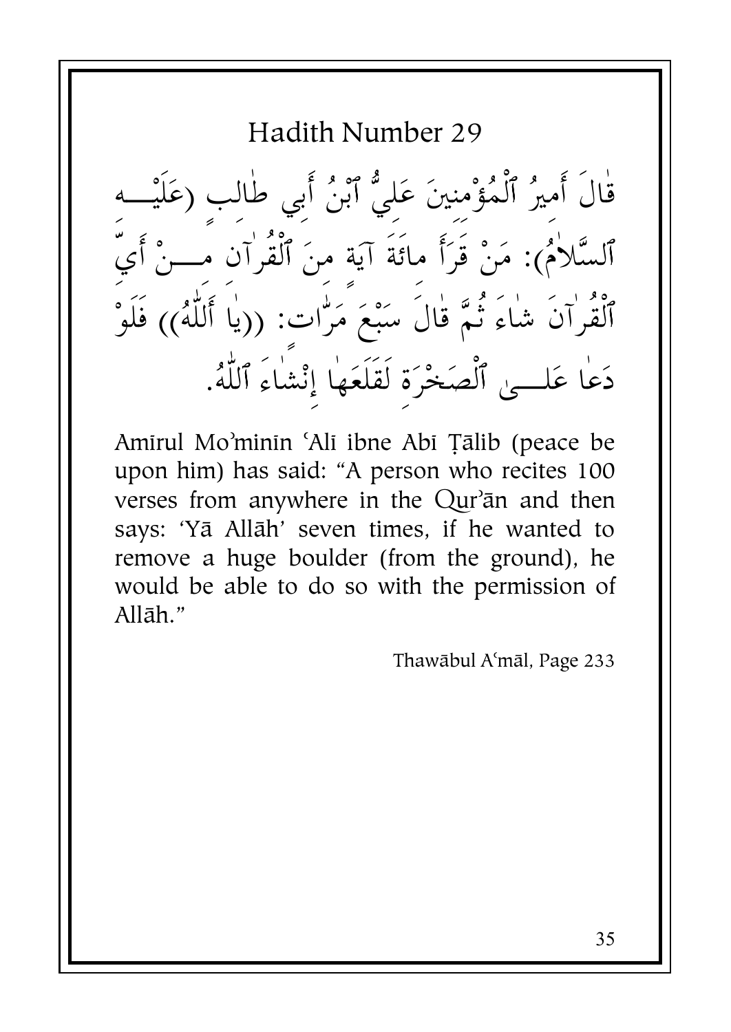# Hadith Number 29

قَالَ أَمِيرُ ٱلْمُؤْمِنِينَ عَلِيُّ ٱبْنُ أَبِي طَالِبٍ (عَلَيْهِ ٱلسَّلاَمُ): مَنْ قَرَأَ مِائَةَ آيَةٍ مِنَ ٱلْقُرآنِ مِنْ أَيِّ ٱلْقُرآنَ شَاءَ ثُمَّ قَالَ سَبْعَ مَرَّاتٍ: ((يَا أَللّٰهُ)) فَلَوْ دَعَا عَلَى ٱلصَخْرَةِ لَقَلَعَهَا إِنْشَاءَ ٱللّٰهُ.

Amīrul Mo'minīn 'Alī ibne Abī Ṭālib (peace be upon him) has said: "A person who recites 100 verses from anywhere in the Qur'ān and then says: 'Yā Allāh' seven times, if he wanted to remove a huge boulder (from the ground), he would be able to do so with the permission of Allāh."

Thawābul A'māl, Page 233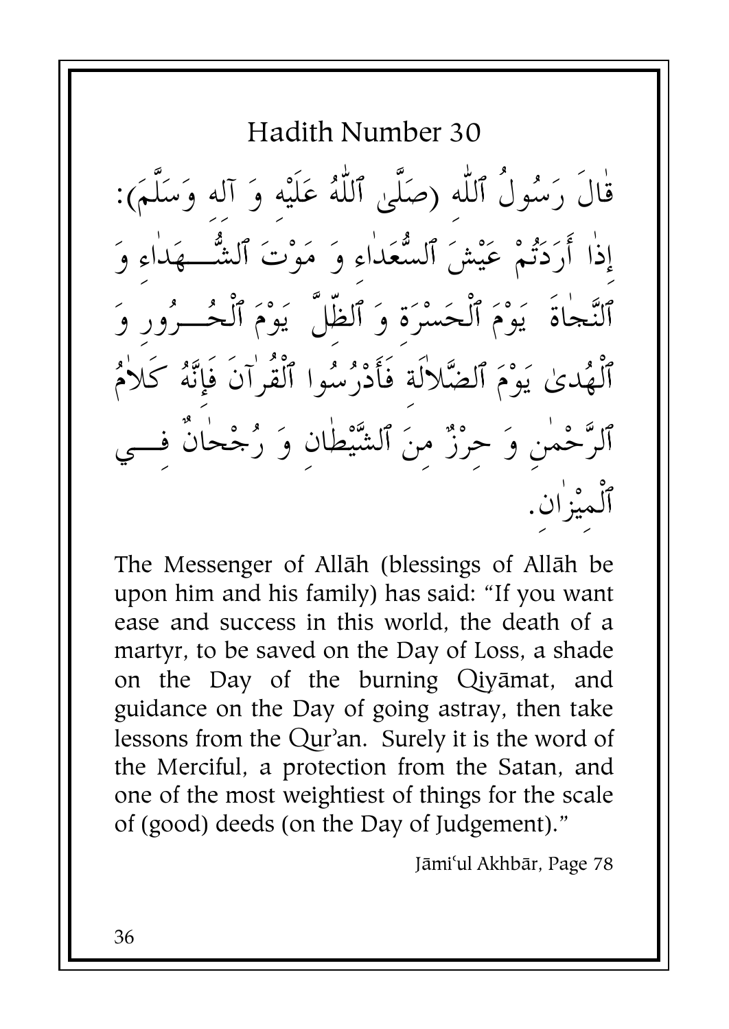## Hadith Number 30

قَالَ رَسُولُ ٱللّٰهِ (صَلَّىٰ ٱللّٰهُ عَلَيْهِ وَ آلِهِ وَسَلَّمَ): إِذٰا أَرَدَتُمْ عَيْشَ ٱلسُّعَدٰاءِ وَ مَوْتَ ٱلشُّهَدٰاءِ وَ ٱلنَّجٰاةَ يَوْمَ ٱلْحَسْرَةِ وَ ٱلظِّلَّ يَوْمَ ٱلْحُرُورِ وَ ٱلْهُدىٰ يَوْمَ ٱلضَّلاٰلَةِ فَأَدْرُسُوا ٱلْقُرْآنَ فَإِنَّهُ كَلاٰمُ ٱلرَّحْمٰنِ وَ حِرْزٌ مِنَ ٱلشَّيْطٰانِ وَ رُجْحٰانٌ فِي ٱلْمِيْزٰانِ.

The Messenger of Allāh (blessings of Allāh be upon him and his family) has said: "If you want ease and success in this world, the death of a martyr, to be saved on the Day of Loss, a shade on the Day of the burning Qiyāmat, and guidance on the Day of going astray, then take lessons from the Qur'an. Surely it is the word of the Merciful, a protection from the Satan, and one of the most weightiest of things for the scale of (good) deeds (on the Day of Judgement)."

Jāmi'ul Akhbār, Page 78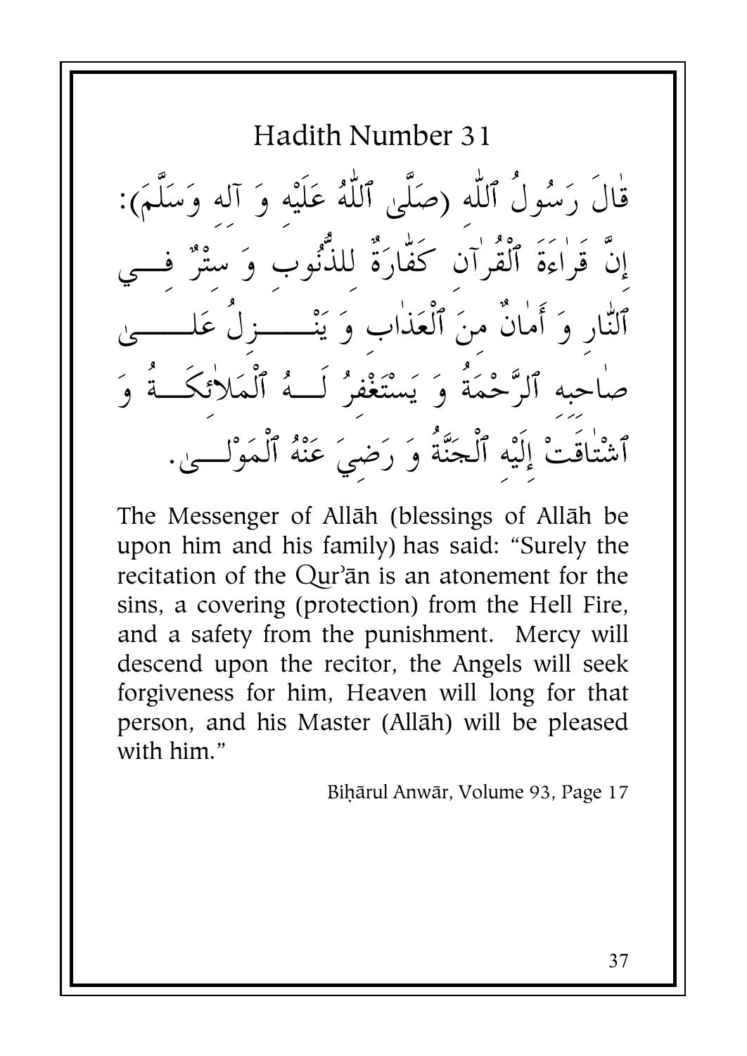## Hadith Number 31

قَالَ رَسُولُ ٱللّٰهِ (صَلَّىٰ ٱللّٰهُ عَلَيْهِ وَ آلِهِ وَسَلَّمَ): إِنَّ قِرَاءَةَ ٱلْقُرْآنِ كَفَّارَةٌ لِلذُّنُوبِ وَ سِتْرٌ فِي ٱلنَّارِ وَ أَمَانٌ مِنَ ٱلْعَذَابِ وَ يَنْزِلُ عَلَىٰ صَاحِبِهِ ٱلرَّحْمَةُ وَ يَسْتَغْفِرُ لَهُ ٱلْمَلاٰئِكَةُ وَ ٱشْتَاقَتْ إِلَيْهِ ٱلْجَنَّةُ وَ رَضِيَ عَنْهُ ٱلْمَوْلَىٰ.

The Messenger of Allāh (blessings of Allāh be upon him and his family) has said: "Surely the recitation of the Qur'ān is an atonement for the sins, a covering (protection) from the Hell Fire, and a safety from the punishment. Mercy will descend upon the recitor, the Angels will seek forgiveness for him, Heaven will long for that person, and his Master (Allāh) will be pleased with him."

Biḥārul Anwār, Volume 93, Page 17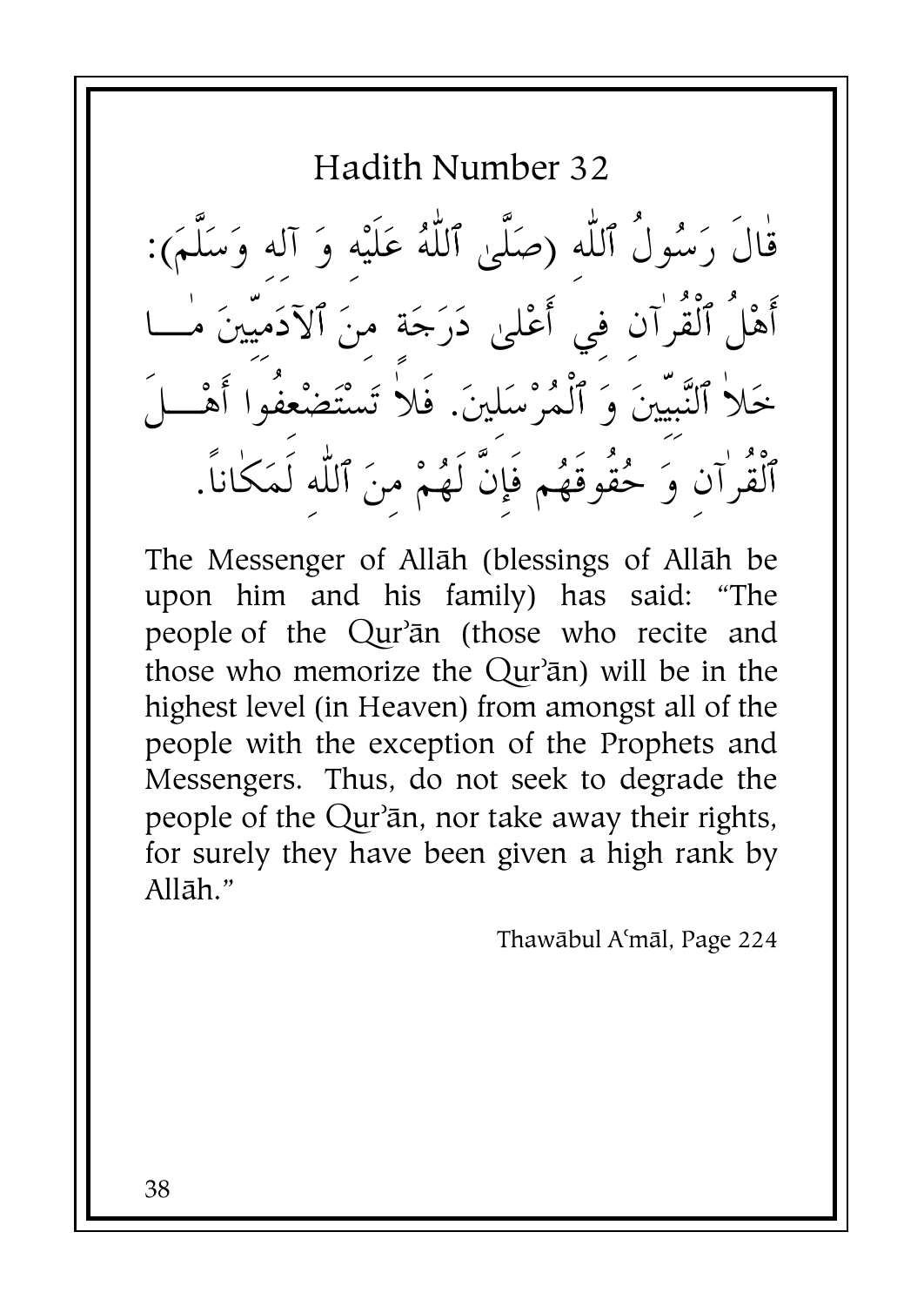## Hadith Number 32

قٰالَ رَسُولُ ٱللّٰهِ (صَلَّىٰ ٱللّٰهُ عَلَيْهِ وَ آلِه وَسَلَّمَ): أَهْلُ ٱلْقُرْآنِ فِي أَعْلىٰ دَرَجَة مِنَ ٱلآدَمِيّينَ مٰا خَلاٰ ٱلنَّبِيّينَ وَ ٱلْمُرْسَلِينَ. فَلاٰ تَسْتَضْعِفُوا أَهْلَ ٱلْقُرْآنِ وَ حُقُوقَهُم فَإِنَّ لَهُمْ مِنَ ٱللّٰهِ لَمَكٰاناً.

The Messenger of Allāh (blessings of Allāh be upon him and his family) has said: "The people of the Qur'ān (those who recite and those who memorize the Qur'ān) will be in the highest level (in Heaven) from amongst all of the people with the exception of the Prophets and Messengers. Thus, do not seek to degrade the people of the Qur'ān, nor take away their rights, for surely they have been given a high rank by Allāh."

Thawābul Aʿmāl, Page 224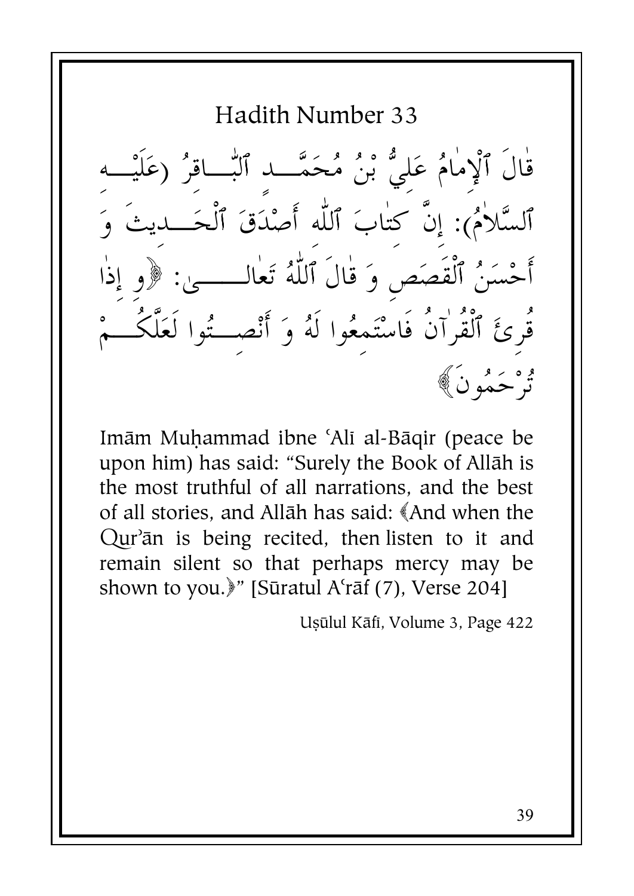# Hadith Number 33

قَالَ ٱلْإِمَامُ عَلِيُّ بْنُ مُحَمَّدٍ ٱلْبَاقِرُ (عَلَيْهِ ٱلسَّلاٰمُ): إِنَّ كِتَابَ ٱللّٰه أَصْدَقَ ٱلْحَدِيثَ وَ أَحْسَنُ ٱلْقَصَصِ وَ قَالَ ٱللّٰهُ تَعَالَى: ﴿و إِذَا قُرِئَ ٱلْقُرْآنُ فَاسْتَمِعُوا لَهُ وَ أَنْصِتُوا لَعَلَّكُمْ تُرْحَمُونَ﴾

Imām Muḥammad ibne ʿAlī al-Bāqir (peace be upon him) has said: "Surely the Book of Allāh is the most truthful of all narrations, and the best of all stories, and Allāh has said: ﴾And when the Qur'ān is being recited, then listen to it and remain silent so that perhaps mercy may be shown to you.﴿" [Sūratul Aʿrāf (7), Verse 204]

Uṣūlul Kāfī, Volume 3, Page 422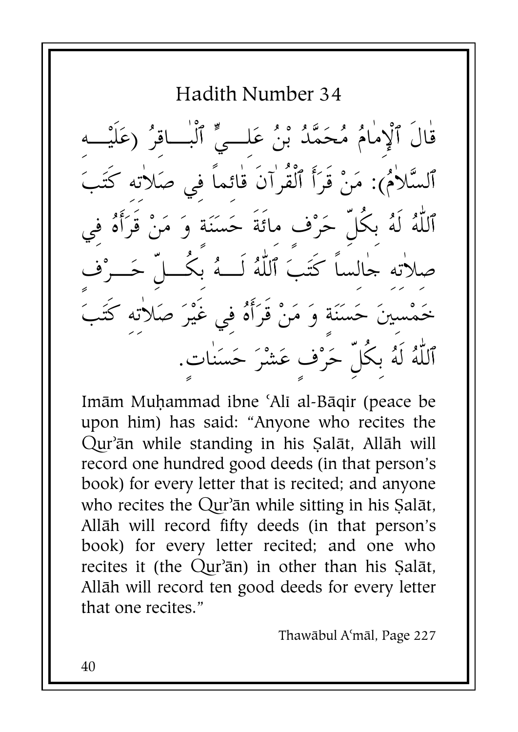## Hadith Number 34

قَالَ ٱلْإِمَامُ مُحَمَّدُ بْنُ عَلِيٍّ ٱلْبَاقِرُ (عَلَيْهِ ٱلسَّلاَمُ): مَنْ قَرَأَ ٱلْقُرآنَ قَائماً فِي صَلاَتِه كَتَبَ ٱللّٰهُ لَهُ بِكُلِّ حَرْفٍ مائَةَ حَسَنَةٍ وَ مَنْ قَرَأَهُ فِي صلاَتِه جَالساً كَتَبَ ٱللّٰهُ لَهُ بِكُلِّ حَرْفٍ خَمْسِينَ حَسَنَةً وَ مَنْ قَرَأَهُ فِي غَيْرَ صَلاَتِه كَتَبَ ٱللّٰهُ لَهُ بِكُلِّ حَرْفٍ عَشْرَ حَسَنَاتٍ.

Imām Muḥammad ibne ʿAlī al-Bāqir (peace be upon him) has said: "Anyone who recites the Qur'ān while standing in his Ṣalāt, Allāh will record one hundred good deeds (in that person's book) for every letter that is recited; and anyone who recites the Qur'ān while sitting in his Ṣalāt, Allāh will record fifty deeds (in that person's book) for every letter recited; and one who recites it (the Qur'ān) in other than his Ṣalāt, Allāh will record ten good deeds for every letter that one recites."

Thawābul Aʿmāl, Page 227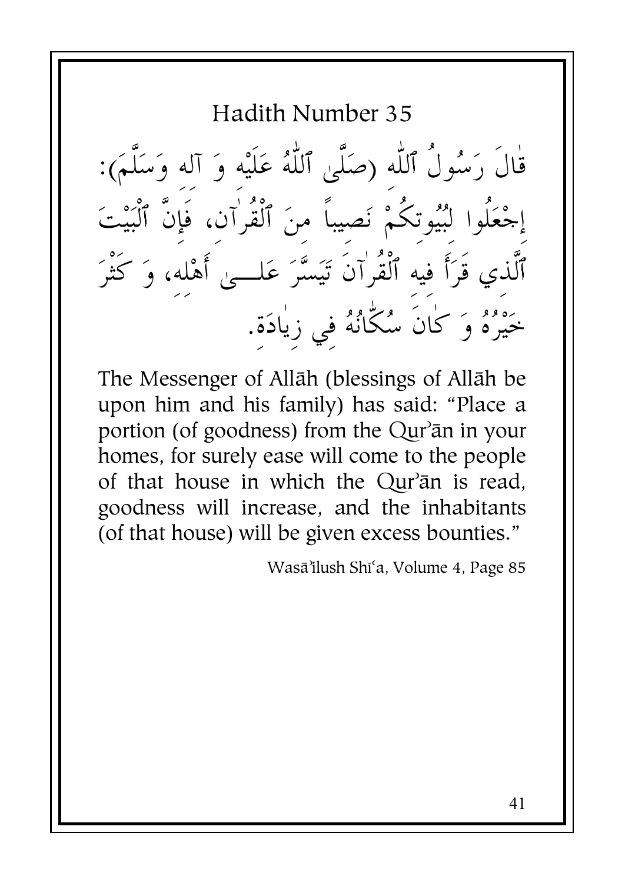## Hadith Number 35

قَالَ رَسُولُ ٱللّٰه (صَلَّىٰ ٱللّٰهُ عَلَيْه وَ آله وَسَلَّمَ): إجْعَلُوا لِبُيُوتكُمْ نَصيباً منَ ٱلْقُرْآن، فَإنَّ ٱلْبَيْتَ ٱلَّذي قَرَأَ فيه ٱلْقُرْآنَ تَيَسَّرَ عَلَىٰ أَهْله، وَ كَثْرَ خَيْرُهُ وَ كَانَ سُكَّانُهُ في زِيَادَةِ.

The Messenger of Allāh (blessings of Allāh be upon him and his family) has said: "Place a portion (of goodness) from the Qur'ān in your homes, for surely ease will come to the people of that house in which the Qur'ān is read, goodness will increase, and the inhabitants (of that house) will be given excess bounties."

Wasā'ilush Shī'a, Volume 4, Page 85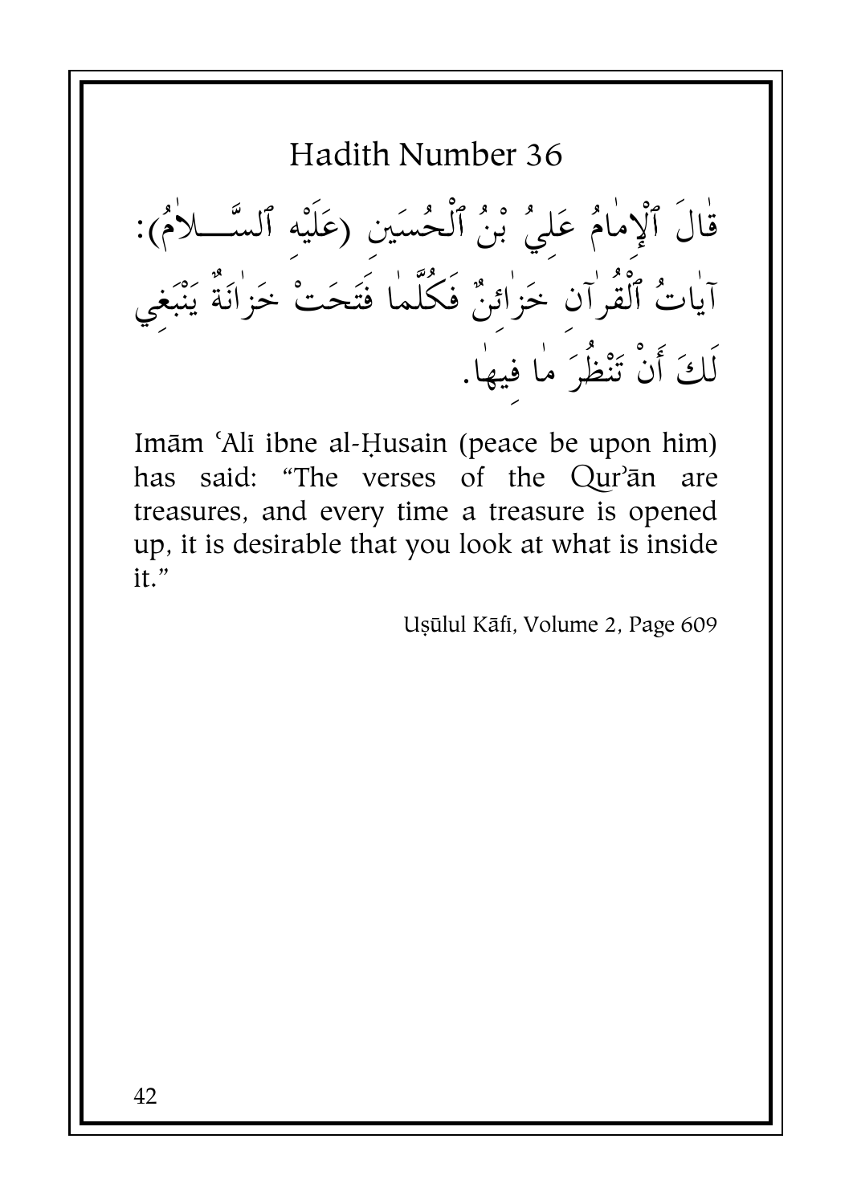## Hadith Number 36

قَالَ ٱلْإِمَامُ عَلِيُّ بْنُ ٱلْحُسَيْنِ (عَلَيْهِ ٱلسَّلاَمُ): آيَاتُ ٱلْقُرْآنِ خَزَائِنُ فَكُلَّمَا فُتِحَتْ خَزَانَةٌ يَنْبَغِي لَكَ أَنْ تَنْظُرَ مَا فِيهَا.

Imām ʿAlī ibne al-Ḥusain (peace be upon him) has said: "The verses of the Qurʾān are treasures, and every time a treasure is opened up, it is desirable that you look at what is inside it."

Uṣūlul Kāfī, Volume 2, Page 609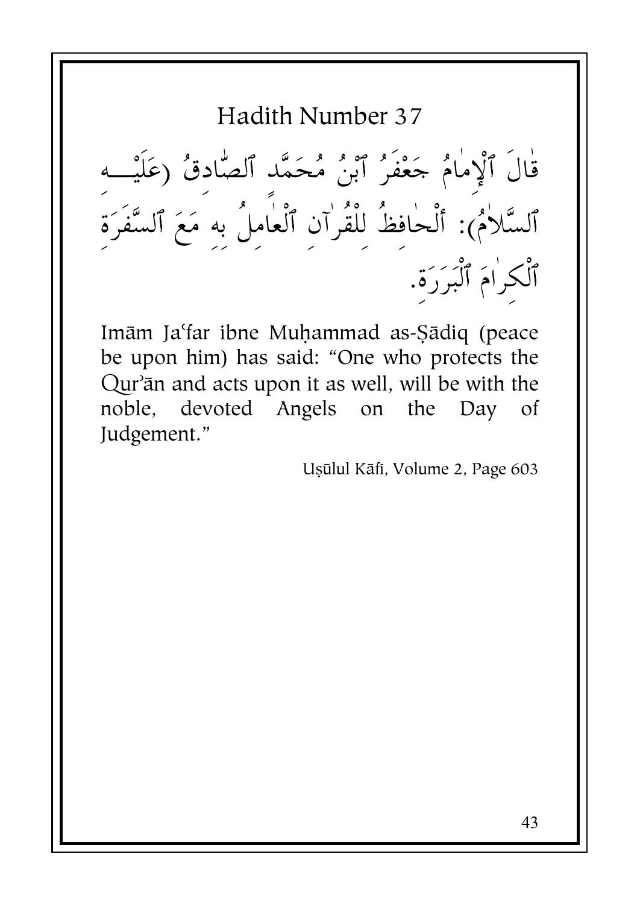## Hadith Number 37

قَالَ ٱلْإِمَامُ جَعْفَرُ ٱبْنُ مُحَمَّد ٱلصَّادِقُ (عَلَيْهِ ٱلسَّلاَمُ): أَلْحَافِظُ لِلْقُرْآنِ ٱلْعَامِلُ بِهِ مَعَ ٱلسَّفَرَةِ ٱلْكِرَامَ ٱلْبَرَرَةِ.

Imām Jaʿfar ibne Muḥammad as-Ṣādiq (peace be upon him) has said: "One who protects the Qurʾān and acts upon it as well, will be with the noble, devoted Angels on the Day of Judgement."

Uṣūlul Kāfī, Volume 2, Page 603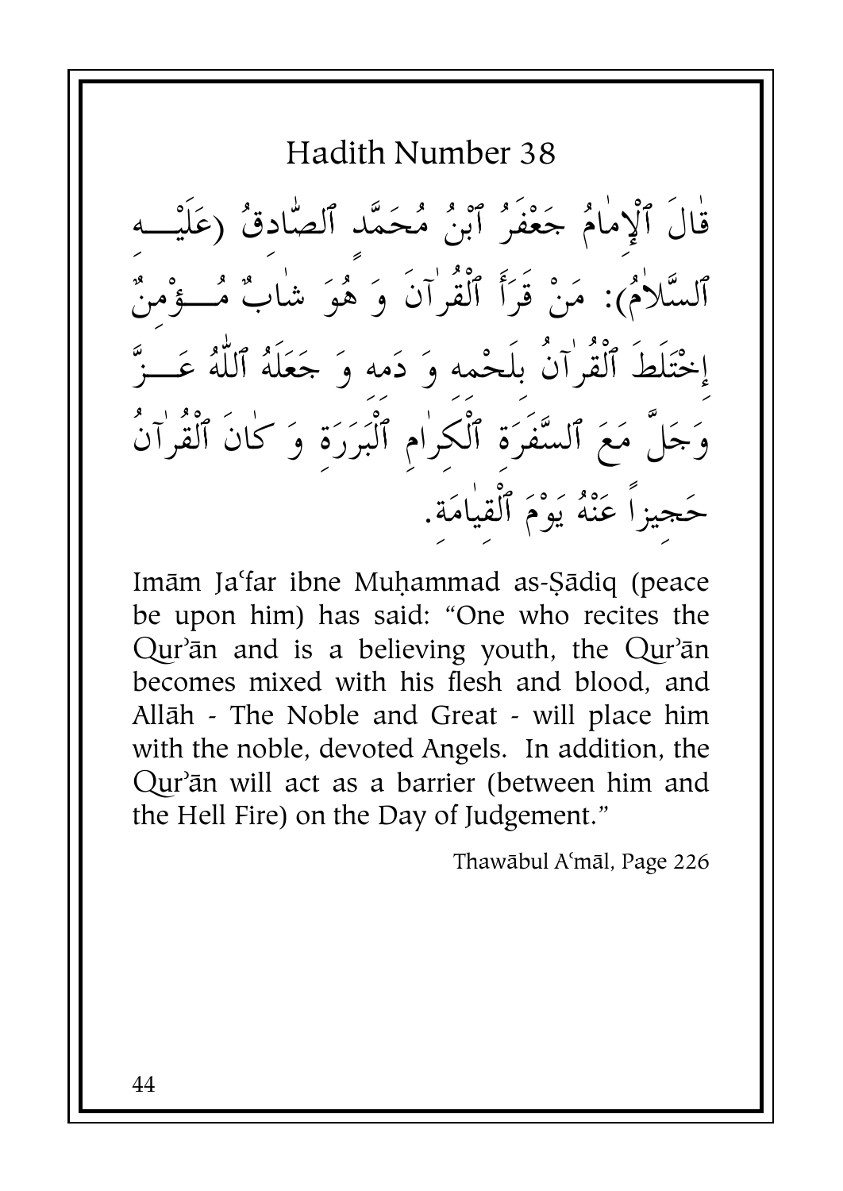## Hadith Number 38

قٰالَ ٱلْإِمٰامُ جَعْفَرُ ٱبْنُ مُحَمَّد ٱلصّٰادقُ (عَلَيْهِ ٱلسَّلاٰمُ): مَنْ قَرَأَ ٱلْقُرْآنَ وَ هُوَ شٰابٌ مُؤْمِنٌ إخْتَلَطَ ٱلْقُرْآنُ بِلَحْمِه وَ دَمِه وَ جَعَلَهُ ٱللّٰهُ عَزَّ وَجَلَّ مَعَ ٱلسَّفَرَةِ ٱلْكِرٰامِ ٱلْبَرَرَةِ وَ كٰانَ ٱلْقُرْآنُ حَجِيزاً عَنْهُ يَوْمَ ٱلْقِيٰامَةِ.

Imām Ja'far ibne Muḥammad as-Ṣādiq (peace be upon him) has said: "One who recites the Qur'ān and is a believing youth, the Qur'ān becomes mixed with his flesh and blood, and Allāh - The Noble and Great - will place him with the noble, devoted Angels. In addition, the Qur'ān will act as a barrier (between him and the Hell Fire) on the Day of Judgement."

Thawābul A'māl, Page 226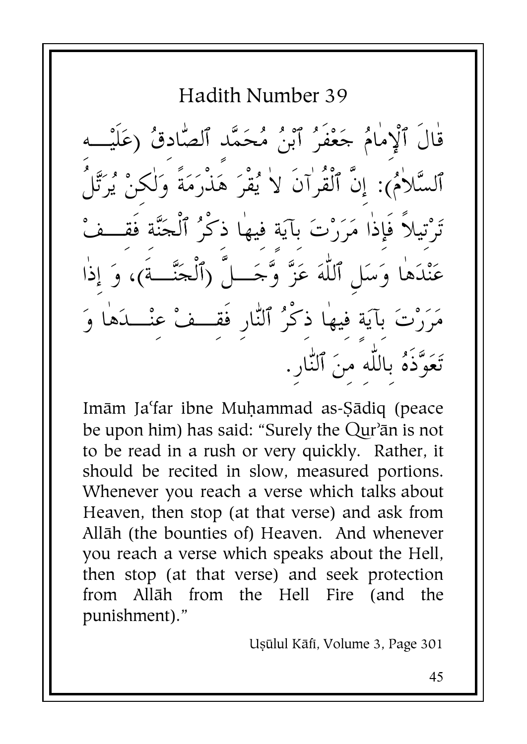## Hadith Number 39

قٰالَ ٱلْإِمٰامُ جَعْفَرُ ٱبْنُ مُحَمَّد ٱلصّٰادقُ (عَلَيْــه ٱلسَّلاٰمُ): إنَّ ٱلْقُرْآنَ لاٰ يُقْرَ هَذْرَمَةً وَلٰكنْ يُرَتَّلُ تَرْتيلاً فَإذٰا مَرَرْتَ بآيَة فيهٰا ذكْرُ ٱلْجَنَّة فَقــفْ عَنْدَهٰا وَسَلِ ٱللّٰهَ عَزَّ وَّجَــلَّ (ٱلْجَنَّــةَ)، وَ إذٰا مَرَرْتَ بآيَة فيهٰا ذكْرُ ٱلنّٰارِ فَقِــفْ عِنْــدَهٰا وَ تَعَوَّذَهُ بِاللّٰه مِنَ ٱلنّٰارِ.

Imām Jaʿfar ibne Muḥammad as-Ṣādiq (peace be upon him) has said: "Surely the Qurʾān is not to be read in a rush or very quickly. Rather, it should be recited in slow, measured portions. Whenever you reach a verse which talks about Heaven, then stop (at that verse) and ask from Allāh (the bounties of) Heaven. And whenever you reach a verse which speaks about the Hell, then stop (at that verse) and seek protection from Allāh from the Hell Fire (and the punishment)."

Uṣūlul Kāfī, Volume 3, Page 301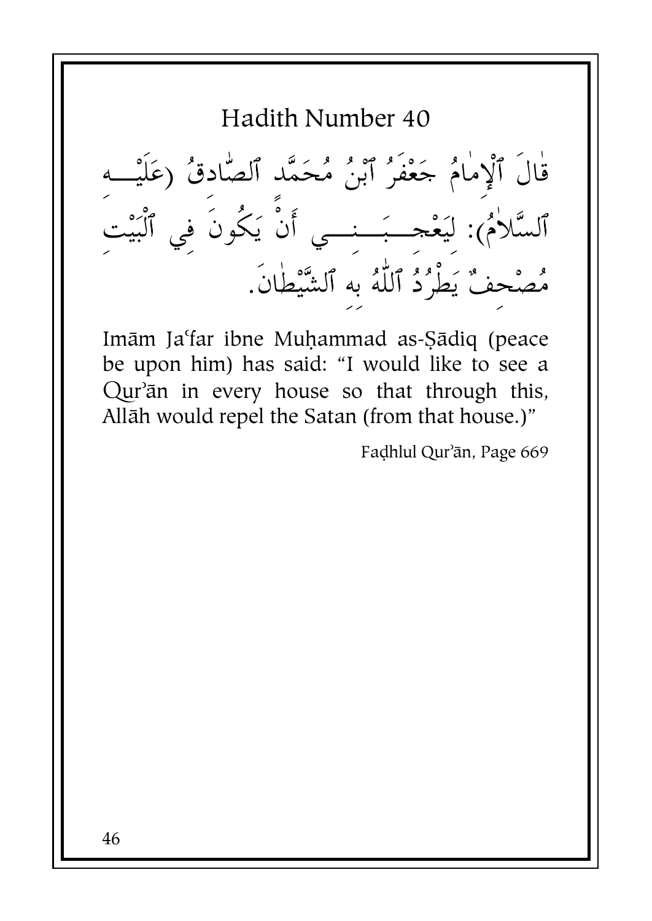## Hadith Number 40

قَالَ ٱلْإِمَامُ جَعْفَرُ ٱبْنُ مُحَمَّد ٱلصَّادِقُ (عَلَيْهِ ٱلسَّلاَمُ): لَيُعْجِبُنِي أَنْ يَكُونَ فِي ٱلْبَيْتِ مُصْحِفٌ يَطْرُدُ ٱللّٰهُ بِهِ ٱلشَّيْطَانَ.

Imām Ja'far ibne Muḥammad as-Ṣādiq (peace be upon him) has said: "I would like to see a Qur'ān in every house so that through this, Allāh would repel the Satan (from that house.)"

Faḍhlul Qur'ān, Page 669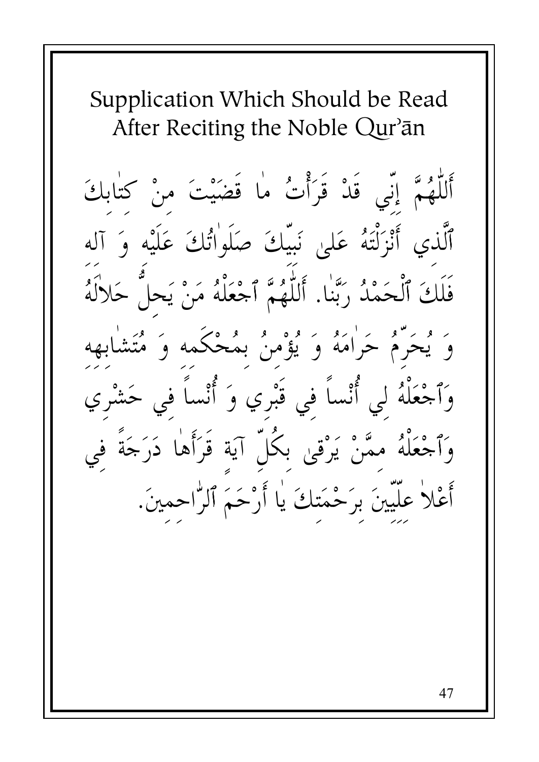# Supplication Which Should be Read After Reciting the Noble Qurʾān

أَللّٰهُمَّ إِنِّي قَدْ قَرَأْتُ ما قَضَيْتَ مِنْ كِتابِكَ ٱلَّذي أَنْزَلْتَهُ عَلىٰ نَبِيِّكَ صَلَواتُكَ عَلَيْهِ وَ آلِهِ فَلَكَ ٱلْحَمْدُ رَبَّنا. أَللّٰهُمَّ ٱجْعَلْهُ مَنْ يَحِلُّ حَلالَهُ وَ يُحَرِّمُ حَرامَهُ وَ يُؤْمِنُ بِمُحْكَمِهِ وَ مُتَشابِهِهِ وَٱجْعَلْهُ لِي أُنْساً فِي قَبْرِي وَ أُنْساً فِي حَشْرِي وَٱجْعَلْهُ مِمَّنْ يَرْقىٰ بِكُلِّ آيَةٍ قَرَأَها دَرَجَةً فِي أَعْلا عِلِّيِّينَ بِرَحْمَتِكَ يا أَرْحَمَ ٱلرّاحِمِينَ.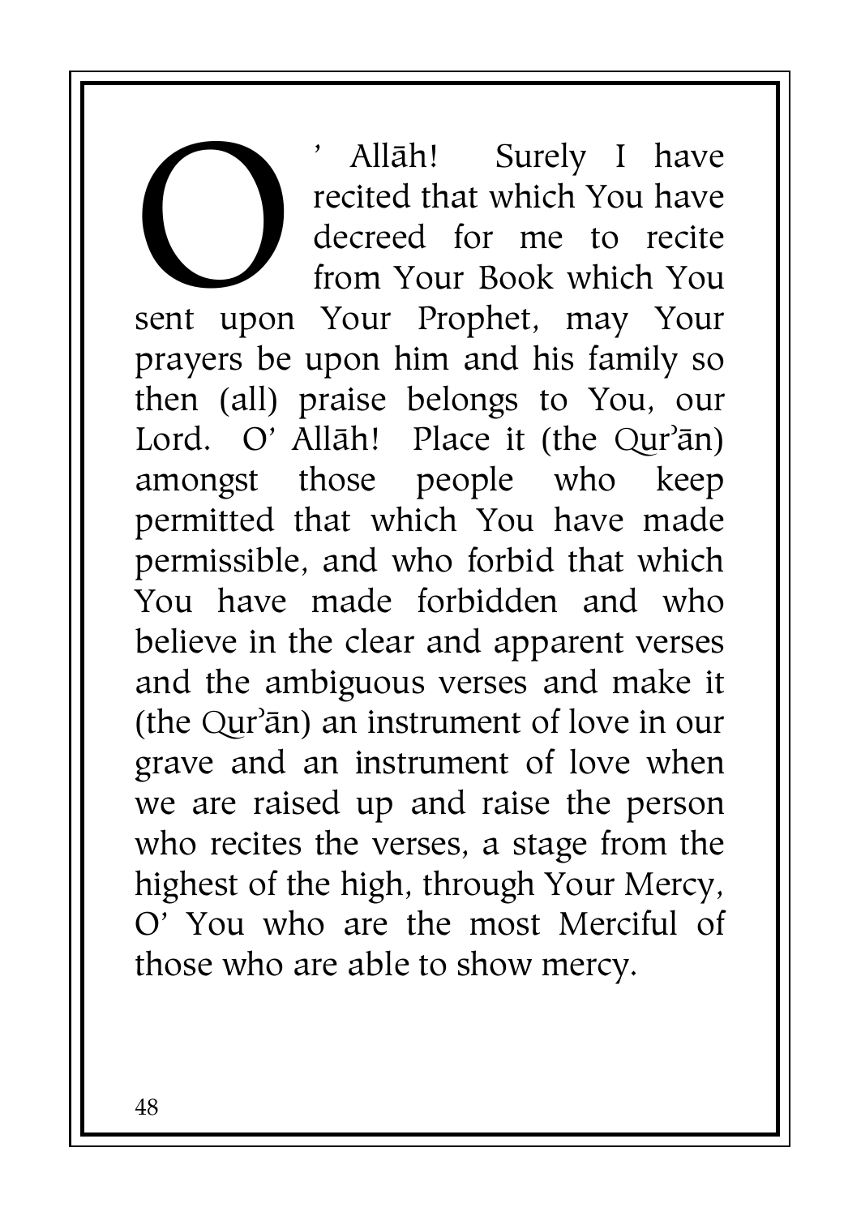O' Allāh! Surely I have recited that which You have decreed for me to recite from Your Book which You sent upon Your Prophet, may Your prayers be upon him and his family so then (all) praise belongs to You, our Lord. O' Allāh! Place it (the Qur'ān) amongst those people who keep permitted that which You have made permissible, and who forbid that which You have made forbidden and who believe in the clear and apparent verses and the ambiguous verses and make it (the Qur'ān) an instrument of love in our grave and an instrument of love when we are raised up and raise the person who recites the verses, a stage from the highest of the high, through Your Mercy, O' You who are the most Merciful of those who are able to show mercy.